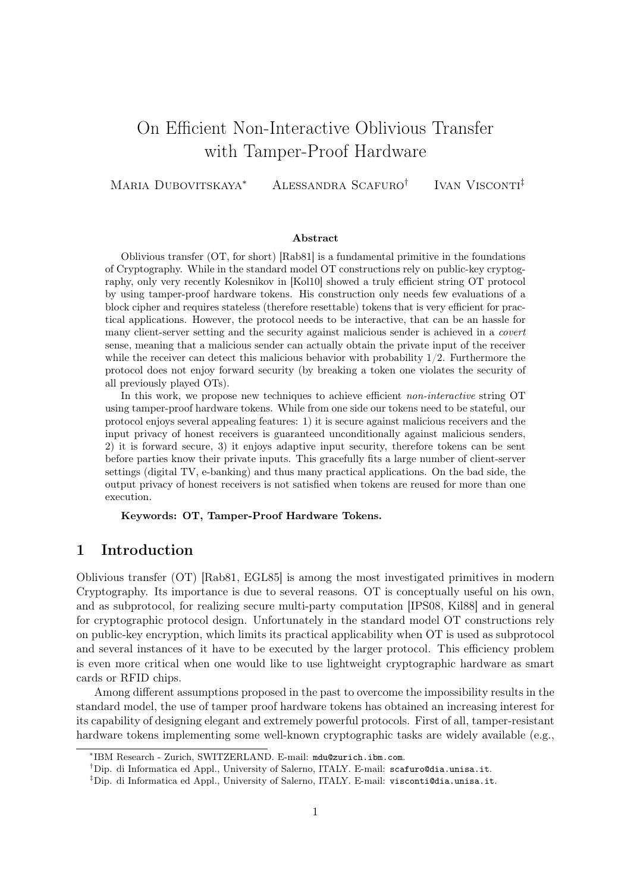# On Efficient Non-Interactive Oblivious Transfer with Tamper-Proof Hardware

Maria Dubovitskaya* Alessandra Scafuro† Ivan Visconti‡

### Abstract

Oblivious transfer (OT, for short) [Rab81] is a fundamental primitive in the foundations of Cryptography. While in the standard model OT constructions rely on public-key cryptography, only very recently Kolesnikov in [Kol10] showed a truly efficient string OT protocol by using tamper-proof hardware tokens. His construction only needs few evaluations of a block cipher and requires stateless (therefore resettable) tokens that is very efficient for practical applications. However, the protocol needs to be interactive, that can be an hassle for many client-server setting and the security against malicious sender is achieved in a *covert* sense, meaning that a malicious sender can actually obtain the private input of the receiver while the receiver can detect this malicious behavior with probability 1/2. Furthermore the protocol does not enjoy forward security (by breaking a token one violates the security of all previously played OTs).

In this work, we propose new techniques to achieve efficient *non-interactive* string OT using tamper-proof hardware tokens. While from one side our tokens need to be stateful, our protocol enjoys several appealing features: 1) it is secure against malicious receivers and the input privacy of honest receivers is guaranteed unconditionally against malicious senders, 2) it is forward secure, 3) it enjoys adaptive input security, therefore tokens can be sent before parties know their private inputs. This gracefully fits a large number of client-server settings (digital TV, e-banking) and thus many practical applications. On the bad side, the output privacy of honest receivers is not satisfied when tokens are reused for more than one execution.

**Keywords: OT, Tamper-Proof Hardware Tokens.**

## 1 Introduction

Oblivious transfer (OT) [Rab81, EGL85] is among the most investigated primitives in modern Cryptography. Its importance is due to several reasons. OT is conceptually useful on his own, and as subprotocol, for realizing secure multi-party computation [IPS08, Kil88] and in general for cryptographic protocol design. Unfortunately in the standard model OT constructions rely on public-key encryption, which limits its practical applicability when OT is used as subprotocol and several instances of it have to be executed by the larger protocol. This efficiency problem is even more critical when one would like to use lightweight cryptographic hardware as smart cards or RFID chips.

Among different assumptions proposed in the past to overcome the impossibility results in the standard model, the use of tamper proof hardware tokens has obtained an increasing interest for its capability of designing elegant and extremely powerful protocols. First of all, tamper-resistant hardware tokens implementing some well-known cryptographic tasks are widely available (e.g.,

*IBM Research - Zurich, SWITZERLAND. E-mail: mdu@zurich.ibm.com.

†Dip. di Informatica ed Appl., University of Salerno, ITALY. E-mail: scafuro@dia.unisa.it.

‡Dip. di Informatica ed Appl., University of Salerno, ITALY. E-mail: visconti@dia.unisa.it.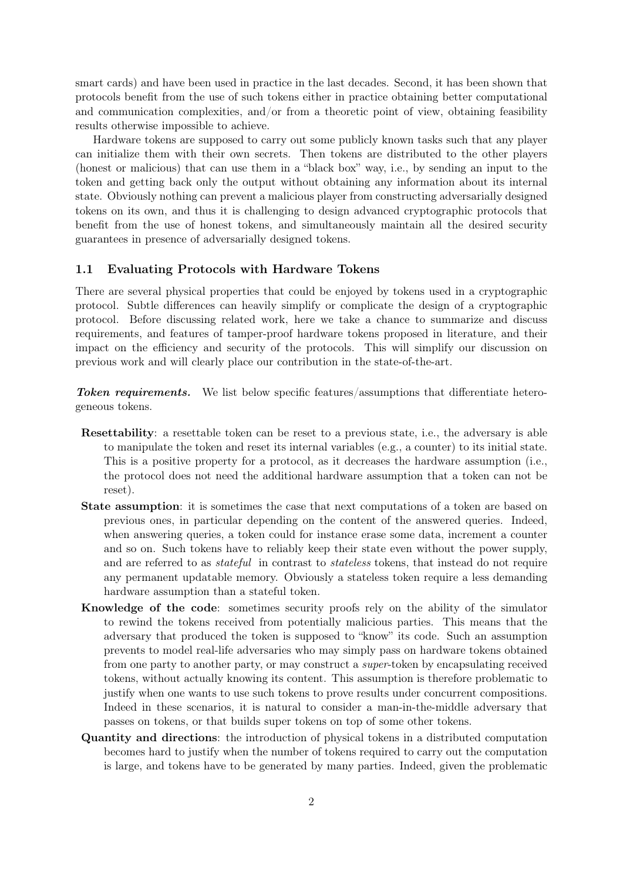smart cards) and have been used in practice in the last decades. Second, it has been shown that protocols benefit from the use of such tokens either in practice obtaining better computational and communication complexities, and/or from a theoretic point of view, obtaining feasibility results otherwise impossible to achieve.

Hardware tokens are supposed to carry out some publicly known tasks such that any player can initialize them with their own secrets. Then tokens are distributed to the other players (honest or malicious) that can use them in a "black box" way, i.e., by sending an input to the token and getting back only the output without obtaining any information about its internal state. Obviously nothing can prevent a malicious player from constructing adversarially designed tokens on its own, and thus it is challenging to design advanced cryptographic protocols that benefit from the use of honest tokens, and simultaneously maintain all the desired security guarantees in presence of adversarially designed tokens.

### 1.1 Evaluating Protocols with Hardware Tokens

There are several physical properties that could be enjoyed by tokens used in a cryptographic protocol. Subtle differences can heavily simplify or complicate the design of a cryptographic protocol. Before discussing related work, here we take a chance to summarize and discuss requirements, and features of tamper-proof hardware tokens proposed in literature, and their impact on the efficiency and security of the protocols. This will simplify our discussion on previous work and will clearly place our contribution in the state-of-the-art.

***Token requirements.*** We list below specific features/assumptions that differentiate heterogeneous tokens.

- **Resettability**: a resettable token can be reset to a previous state, i.e., the adversary is able to manipulate the token and reset its internal variables (e.g., a counter) to its initial state. This is a positive property for a protocol, as it decreases the hardware assumption (i.e., the protocol does not need the additional hardware assumption that a token can not be reset).
- **State assumption**: it is sometimes the case that next computations of a token are based on previous ones, in particular depending on the content of the answered queries. Indeed, when answering queries, a token could for instance erase some data, increment a counter and so on. Such tokens have to reliably keep their state even without the power supply, and are referred to as *stateful* in contrast to *stateless* tokens, that instead do not require any permanent updatable memory. Obviously a stateless token require a less demanding hardware assumption than a stateful token.
- **Knowledge of the code**: sometimes security proofs rely on the ability of the simulator to rewind the tokens received from potentially malicious parties. This means that the adversary that produced the token is supposed to "know" its code. Such an assumption prevents to model real-life adversaries who may simply pass on hardware tokens obtained from one party to another party, or may construct a *super*-token by encapsulating received tokens, without actually knowing its content. This assumption is therefore problematic to justify when one wants to use such tokens to prove results under concurrent compositions. Indeed in these scenarios, it is natural to consider a man-in-the-middle adversary that passes on tokens, or that builds super tokens on top of some other tokens.
- **Quantity and directions**: the introduction of physical tokens in a distributed computation becomes hard to justify when the number of tokens required to carry out the computation is large, and tokens have to be generated by many parties. Indeed, given the problematic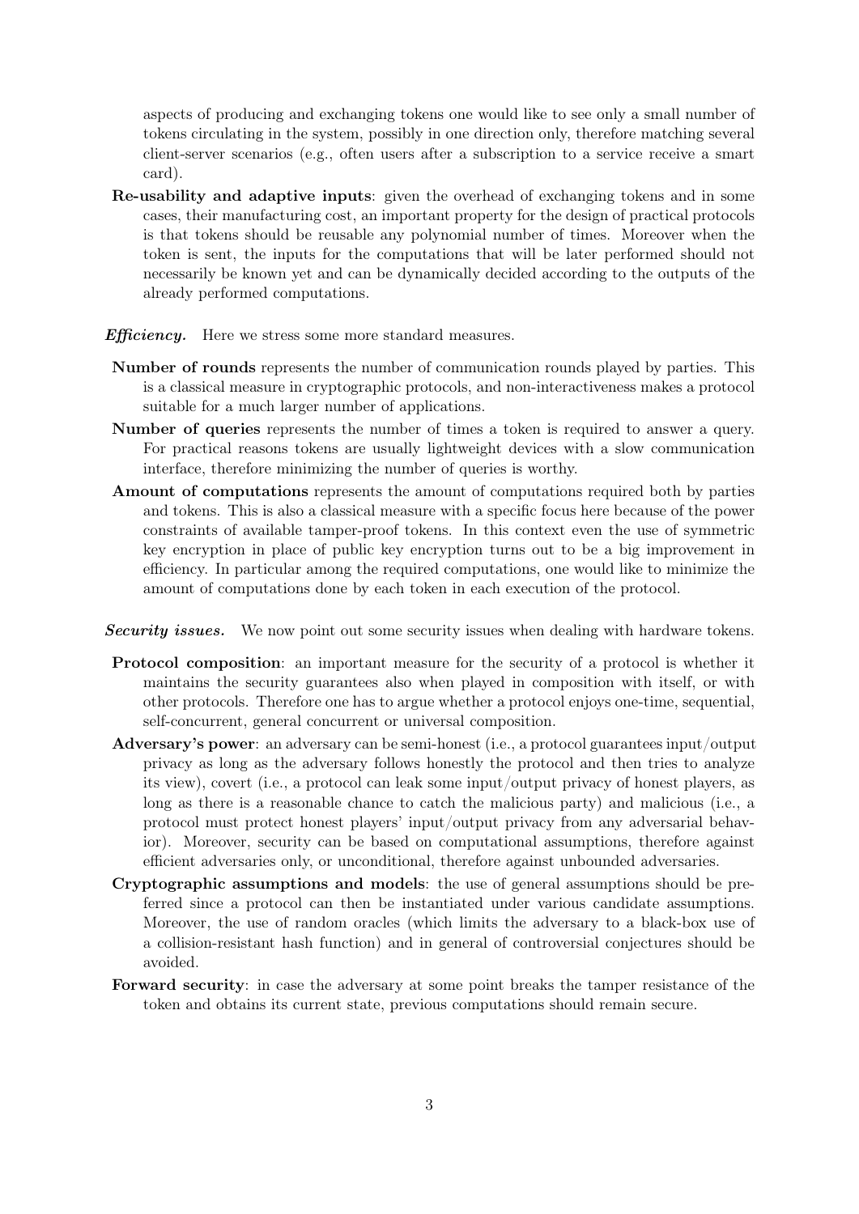aspects of producing and exchanging tokens one would like to see only a small number of tokens circulating in the system, possibly in one direction only, therefore matching several client-server scenarios (e.g., often users after a subscription to a service receive a smart card).

**Re-usability and adaptive inputs**: given the overhead of exchanging tokens and in some cases, their manufacturing cost, an important property for the design of practical protocols is that tokens should be reusable any polynomial number of times. Moreover when the token is sent, the inputs for the computations that will be later performed should not necessarily be known yet and can be dynamically decided according to the outputs of the already performed computations.

***Efficiency.*** Here we stress some more standard measures.

**Number of rounds** represents the number of communication rounds played by parties. This is a classical measure in cryptographic protocols, and non-interactiveness makes a protocol suitable for a much larger number of applications.

**Number of queries** represents the number of times a token is required to answer a query. For practical reasons tokens are usually lightweight devices with a slow communication interface, therefore minimizing the number of queries is worthy.

**Amount of computations** represents the amount of computations required both by parties and tokens. This is also a classical measure with a specific focus here because of the power constraints of available tamper-proof tokens. In this context even the use of symmetric key encryption in place of public key encryption turns out to be a big improvement in efficiency. In particular among the required computations, one would like to minimize the amount of computations done by each token in each execution of the protocol.

***Security issues.*** We now point out some security issues when dealing with hardware tokens.

**Protocol composition**: an important measure for the security of a protocol is whether it maintains the security guarantees also when played in composition with itself, or with other protocols. Therefore one has to argue whether a protocol enjoys one-time, sequential, self-concurrent, general concurrent or universal composition.

**Adversary's power**: an adversary can be semi-honest (i.e., a protocol guarantees input/output privacy as long as the adversary follows honestly the protocol and then tries to analyze its view), covert (i.e., a protocol can leak some input/output privacy of honest players, as long as there is a reasonable chance to catch the malicious party) and malicious (i.e., a protocol must protect honest players' input/output privacy from any adversarial behavior). Moreover, security can be based on computational assumptions, therefore against efficient adversaries only, or unconditional, therefore against unbounded adversaries.

**Cryptographic assumptions and models**: the use of general assumptions should be preferred since a protocol can then be instantiated under various candidate assumptions. Moreover, the use of random oracles (which limits the adversary to a black-box use of a collision-resistant hash function) and in general of controversial conjectures should be avoided.

**Forward security**: in case the adversary at some point breaks the tamper resistance of the token and obtains its current state, previous computations should remain secure.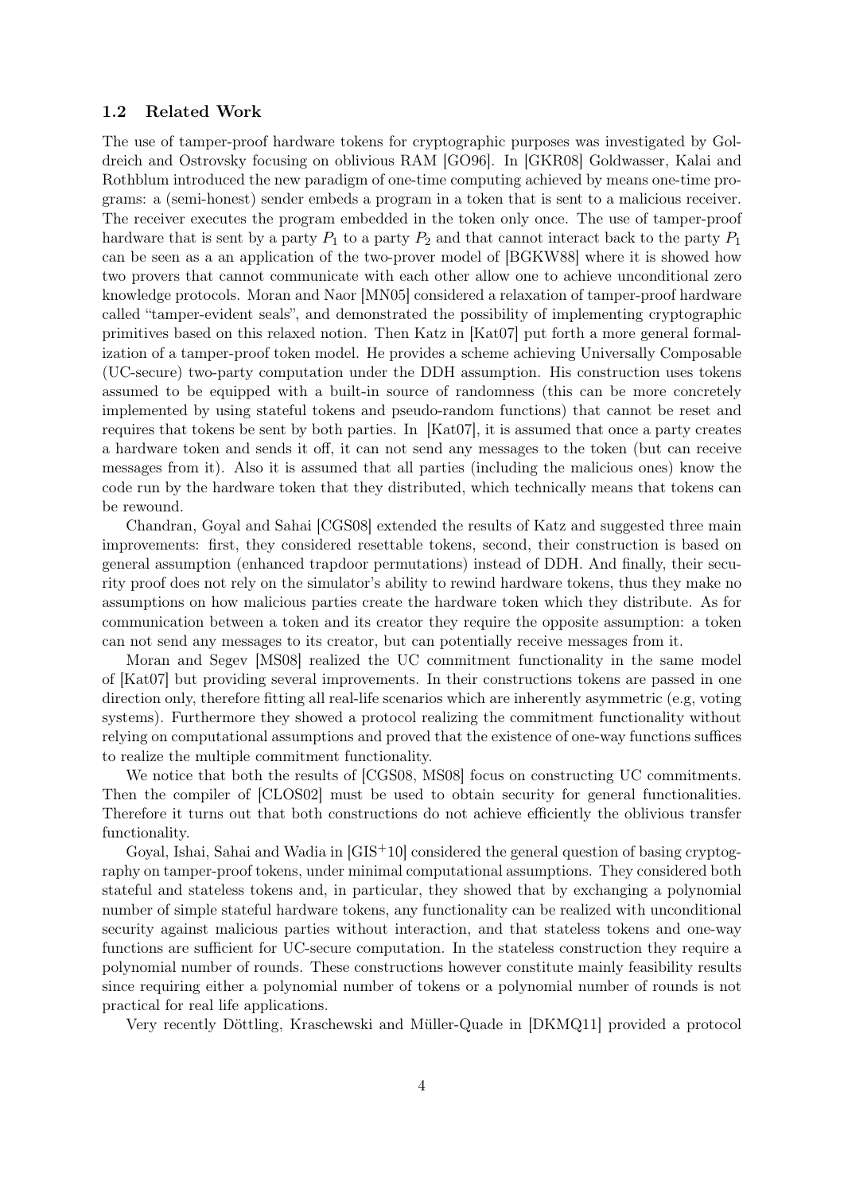### 1.2 Related Work

The use of tamper-proof hardware tokens for cryptographic purposes was investigated by Goldreich and Ostrovsky focusing on oblivious RAM [GO96]. In [GKR08] Goldwasser, Kalai and Rothblum introduced the new paradigm of one-time computing achieved by means one-time programs: a (semi-honest) sender embeds a program in a token that is sent to a malicious receiver. The receiver executes the program embedded in the token only once. The use of tamper-proof hardware that is sent by a party $P_1$ to a party $P_2$ and that cannot interact back to the party $P_1$ can be seen as a an application of the two-prover model of [BGKW88] where it is showed how two provers that cannot communicate with each other allow one to achieve unconditional zero knowledge protocols. Moran and Naor [MN05] considered a relaxation of tamper-proof hardware called "tamper-evident seals", and demonstrated the possibility of implementing cryptographic primitives based on this relaxed notion. Then Katz in [Kat07] put forth a more general formalization of a tamper-proof token model. He provides a scheme achieving Universally Composable (UC-secure) two-party computation under the DDH assumption. His construction uses tokens assumed to be equipped with a built-in source of randomness (this can be more concretely implemented by using stateful tokens and pseudo-random functions) that cannot be reset and requires that tokens be sent by both parties. In [Kat07], it is assumed that once a party creates a hardware token and sends it off, it can not send any messages to the token (but can receive messages from it). Also it is assumed that all parties (including the malicious ones) know the code run by the hardware token that they distributed, which technically means that tokens can be rewound.

Chandran, Goyal and Sahai [CGS08] extended the results of Katz and suggested three main improvements: first, they considered resettable tokens, second, their construction is based on general assumption (enhanced trapdoor permutations) instead of DDH. And finally, their security proof does not rely on the simulator's ability to rewind hardware tokens, thus they make no assumptions on how malicious parties create the hardware token which they distribute. As for communication between a token and its creator they require the opposite assumption: a token can not send any messages to its creator, but can potentially receive messages from it.

Moran and Segev [MS08] realized the UC commitment functionality in the same model of [Kat07] but providing several improvements. In their constructions tokens are passed in one direction only, therefore fitting all real-life scenarios which are inherently asymmetric (e.g, voting systems). Furthermore they showed a protocol realizing the commitment functionality without relying on computational assumptions and proved that the existence of one-way functions suffices to realize the multiple commitment functionality.

We notice that both the results of [CGS08, MS08] focus on constructing UC commitments. Then the compiler of [CLOS02] must be used to obtain security for general functionalities. Therefore it turns out that both constructions do not achieve efficiently the oblivious transfer functionality.

Goyal, Ishai, Sahai and Wadia in [GIS+10] considered the general question of basing cryptography on tamper-proof tokens, under minimal computational assumptions. They considered both stateful and stateless tokens and, in particular, they showed that by exchanging a polynomial number of simple stateful hardware tokens, any functionality can be realized with unconditional security against malicious parties without interaction, and that stateless tokens and one-way functions are sufficient for UC-secure computation. In the stateless construction they require a polynomial number of rounds. These constructions however constitute mainly feasibility results since requiring either a polynomial number of tokens or a polynomial number of rounds is not practical for real life applications.

Very recently Döttling, Kraschewski and Müller-Quade in [DKMQ11] provided a protocol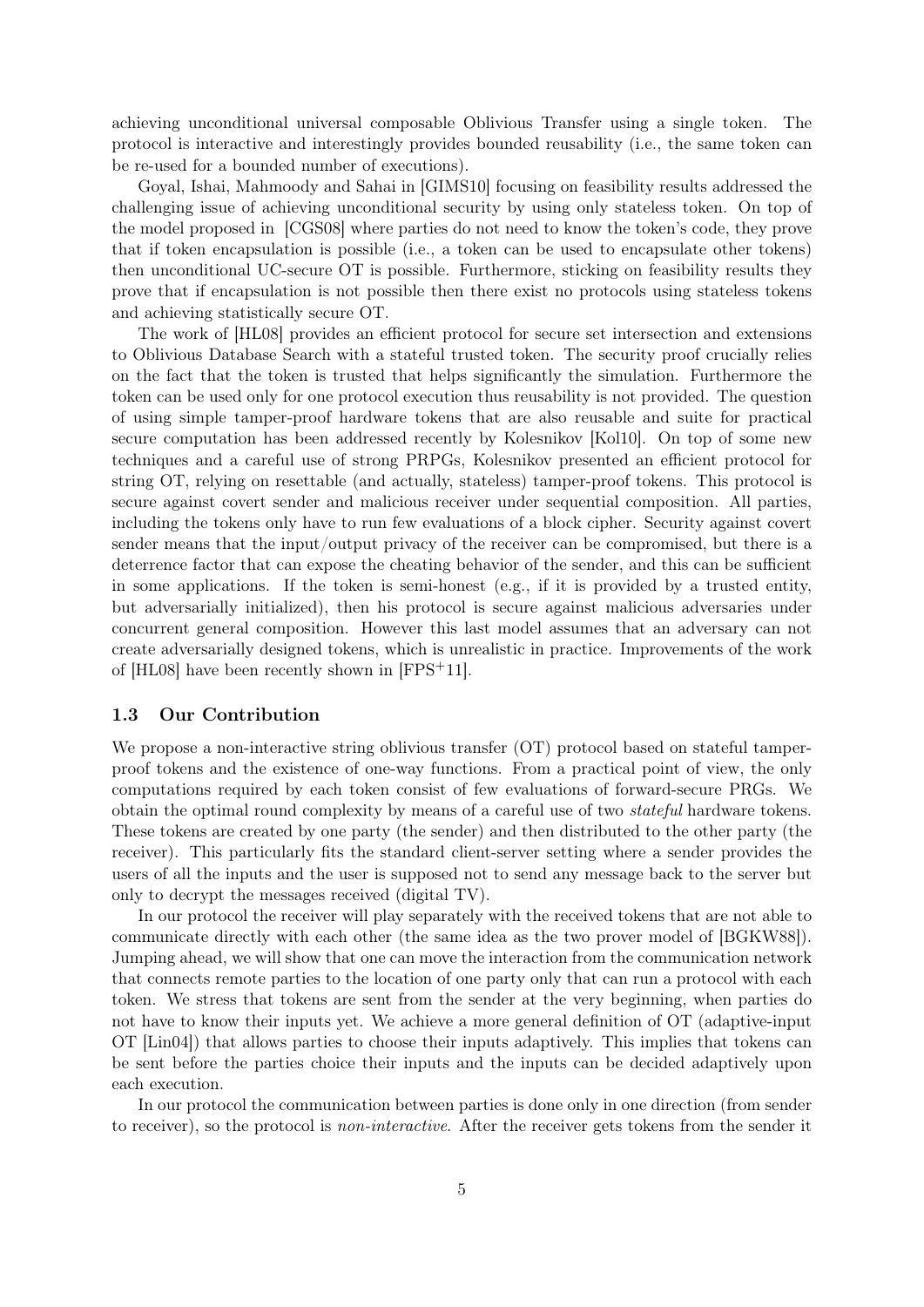achieving unconditional universal composable Oblivious Transfer using a single token. The protocol is interactive and interestingly provides bounded reusability (i.e., the same token can be re-used for a bounded number of executions).

Goyal, Ishai, Mahmoody and Sahai in [GIMS10] focusing on feasibility results addressed the challenging issue of achieving unconditional security by using only stateless token. On top of the model proposed in [CGS08] where parties do not need to know the token's code, they prove that if token encapsulation is possible (i.e., a token can be used to encapsulate other tokens) then unconditional UC-secure OT is possible. Furthermore, sticking on feasibility results they prove that if encapsulation is not possible then there exist no protocols using stateless tokens and achieving statistically secure OT.

The work of [HL08] provides an efficient protocol for secure set intersection and extensions to Oblivious Database Search with a stateful trusted token. The security proof crucially relies on the fact that the token is trusted that helps significantly the simulation. Furthermore the token can be used only for one protocol execution thus reusability is not provided. The question of using simple tamper-proof hardware tokens that are also reusable and suite for practical secure computation has been addressed recently by Kolesnikov [Kol10]. On top of some new techniques and a careful use of strong PRPGs, Kolesnikov presented an efficient protocol for string OT, relying on resettable (and actually, stateless) tamper-proof tokens. This protocol is secure against covert sender and malicious receiver under sequential composition. All parties, including the tokens only have to run few evaluations of a block cipher. Security against covert sender means that the input/output privacy of the receiver can be compromised, but there is a deterrence factor that can expose the cheating behavior of the sender, and this can be sufficient in some applications. If the token is semi-honest (e.g., if it is provided by a trusted entity, but adversarially initialized), then his protocol is secure against malicious adversaries under concurrent general composition. However this last model assumes that an adversary can not create adversarially designed tokens, which is unrealistic in practice. Improvements of the work of [HL08] have been recently shown in [FPS+11].

### 1.3 Our Contribution

We propose a non-interactive string oblivious transfer (OT) protocol based on stateful tamper-proof tokens and the existence of one-way functions. From a practical point of view, the only computations required by each token consist of few evaluations of forward-secure PRGs. We obtain the optimal round complexity by means of a careful use of two *stateful* hardware tokens. These tokens are created by one party (the sender) and then distributed to the other party (the receiver). This particularly fits the standard client-server setting where a sender provides the users of all the inputs and the user is supposed not to send any message back to the server but only to decrypt the messages received (digital TV).

In our protocol the receiver will play separately with the received tokens that are not able to communicate directly with each other (the same idea as the two prover model of [BGKW88]). Jumping ahead, we will show that one can move the interaction from the communication network that connects remote parties to the location of one party only that can run a protocol with each token. We stress that tokens are sent from the sender at the very beginning, when parties do not have to know their inputs yet. We achieve a more general definition of OT (adaptive-input OT [Lin04]) that allows parties to choose their inputs adaptively. This implies that tokens can be sent before the parties choice their inputs and the inputs can be decided adaptively upon each execution.

In our protocol the communication between parties is done only in one direction (from sender to receiver), so the protocol is *non-interactive*. After the receiver gets tokens from the sender it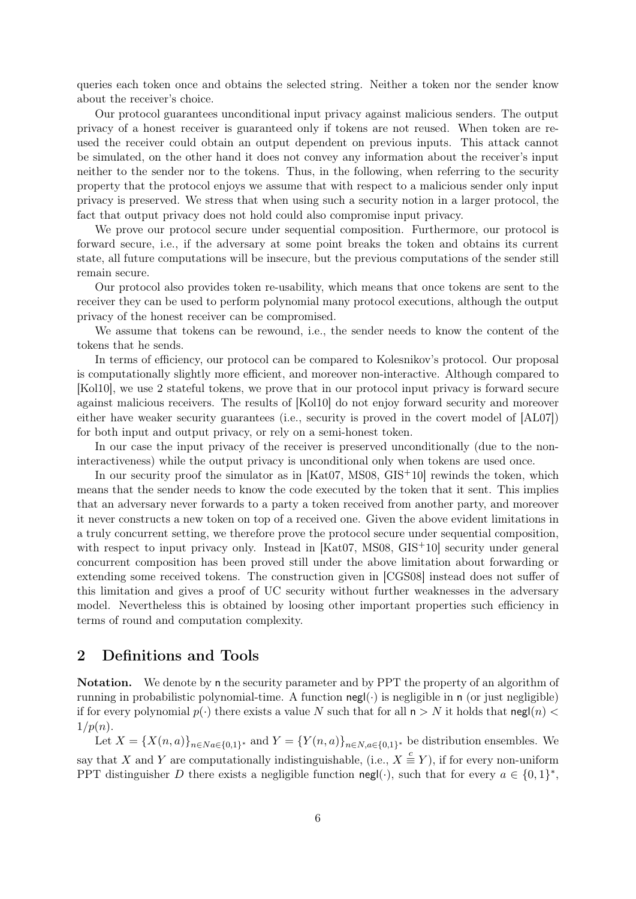queries each token once and obtains the selected string. Neither a token nor the sender know about the receiver's choice.

Our protocol guarantees unconditional input privacy against malicious senders. The output privacy of a honest receiver is guaranteed only if tokens are not reused. When token are reused the receiver could obtain an output dependent on previous inputs. This attack cannot be simulated, on the other hand it does not convey any information about the receiver's input neither to the sender nor to the tokens. Thus, in the following, when referring to the security property that the protocol enjoys we assume that with respect to a malicious sender only input privacy is preserved. We stress that when using such a security notion in a larger protocol, the fact that output privacy does not hold could also compromise input privacy.

We prove our protocol secure under sequential composition. Furthermore, our protocol is forward secure, i.e., if the adversary at some point breaks the token and obtains its current state, all future computations will be insecure, but the previous computations of the sender still remain secure.

Our protocol also provides token re-usability, which means that once tokens are sent to the receiver they can be used to perform polynomial many protocol executions, although the output privacy of the honest receiver can be compromised.

We assume that tokens can be rewound, i.e., the sender needs to know the content of the tokens that he sends.

In terms of efficiency, our protocol can be compared to Kolesnikov's protocol. Our proposal is computationally slightly more efficient, and moreover non-interactive. Although compared to [Kol10], we use 2 stateful tokens, we prove that in our protocol input privacy is forward secure against malicious receivers. The results of [Kol10] do not enjoy forward security and moreover either have weaker security guarantees (i.e., security is proved in the covert model of [AL07]) for both input and output privacy, or rely on a semi-honest token.

In our case the input privacy of the receiver is preserved unconditionally (due to the non-interactiveness) while the output privacy is unconditional only when tokens are used once.

In our security proof the simulator as in [Kat07, MS08, GIS+10] rewinds the token, which means that the sender needs to know the code executed by the token that it sent. This implies that an adversary never forwards to a party a token received from another party, and moreover it never constructs a new token on top of a received one. Given the above evident limitations in a truly concurrent setting, we therefore prove the protocol secure under sequential composition, with respect to input privacy only. Instead in [Kat07, MS08, GIS+10] security under general concurrent composition has been proved still under the above limitation about forwarding or extending some received tokens. The construction given in [CGS08] instead does not suffer of this limitation and gives a proof of UC security without further weaknesses in the adversary model. Nevertheless this is obtained by loosing other important properties such efficiency in terms of round and computation complexity.

## 2 Definitions and Tools

**Notation.** We denote by $\mathsf{n}$ the security parameter and by PPT the property of an algorithm of running in probabilistic polynomial-time. A function $\mathsf{negl}(\cdot)$ is negligible in $\mathsf{n}$ (or just negligible) if for every polynomial $p(\cdot)$ there exists a value $N$ such that for all $\mathsf{n} > N$ it holds that $\mathsf{negl}(n) < 1/p(n)$.

Let $X = \{X(n,a)\}_{n \in N a \in \{0,1\}^*}$ and $Y = \{Y(n,a)\}_{n \in N, a \in \{0,1\}^*}$ be distribution ensembles. We say that $X$ and $Y$ are computationally indistinguishable, (i.e., $X \overset{c}{\equiv} Y$), if for every non-uniform PPT distinguisher $D$ there exists a negligible function $\mathsf{negl}(\cdot)$, such that for every $a \in \{0,1\}^*$,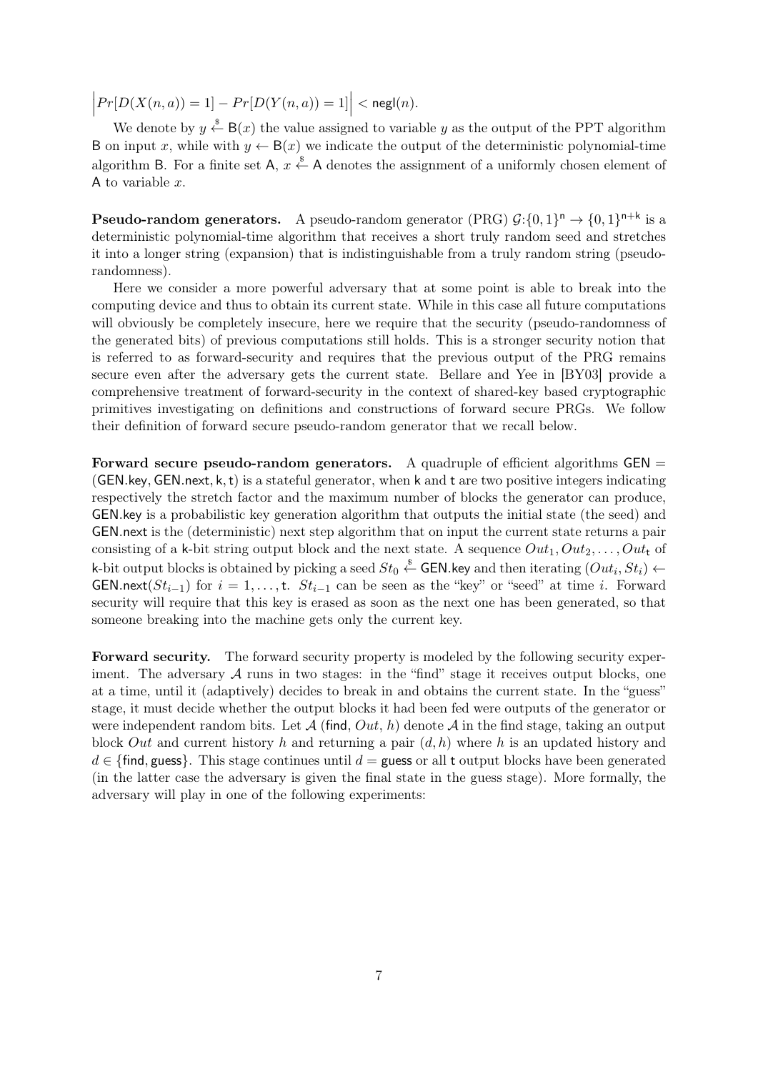$$\left| Pr[D(X(n, a)) = 1] - Pr[D(Y(n, a)) = 1] \right| < \mathsf{negl}(n).$$

We denote by $y \xleftarrow{\$} \mathsf{B}(x)$ the value assigned to variable $y$ as the output of the PPT algorithm $\mathsf{B}$ on input $x$, while with $y \leftarrow \mathsf{B}(x)$ we indicate the output of the deterministic polynomial-time algorithm $\mathsf{B}$. For a finite set $\mathsf{A}$, $x \xleftarrow{\$} \mathsf{A}$ denotes the assignment of a uniformly chosen element of $\mathsf{A}$ to variable $x$.

**Pseudo-random generators.** A pseudo-random generator (PRG) $\mathcal{G}: \{0,1\}^{\mathsf{n}} \rightarrow \{0,1\}^{\mathsf{n}+\mathsf{k}}$ is a deterministic polynomial-time algorithm that receives a short truly random seed and stretches it into a longer string (expansion) that is indistinguishable from a truly random string (pseudo-randomness).

Here we consider a more powerful adversary that at some point is able to break into the computing device and thus to obtain its current state. While in this case all future computations will obviously be completely insecure, here we require that the security (pseudo-randomness of the generated bits) of previous computations still holds. This is a stronger security notion that is referred to as forward-security and requires that the previous output of the PRG remains secure even after the adversary gets the current state. Bellare and Yee in [BY03] provide a comprehensive treatment of forward-security in the context of shared-key based cryptographic primitives investigating on definitions and constructions of forward secure PRGs. We follow their definition of forward secure pseudo-random generator that we recall below.

**Forward secure pseudo-random generators.** A quadruple of efficient algorithms $\mathsf{GEN} = (\mathsf{GEN.key}, \mathsf{GEN.next}, \mathsf{k}, \mathsf{t})$ is a stateful generator, when $\mathsf{k}$ and $\mathsf{t}$ are two positive integers indicating respectively the stretch factor and the maximum number of blocks the generator can produce, $\mathsf{GEN.key}$ is a probabilistic key generation algorithm that outputs the initial state (the seed) and $\mathsf{GEN.next}$ is the (deterministic) next step algorithm that on input the current state returns a pair consisting of a $\mathsf{k}$-bit string output block and the next state. A sequence $Out_1, Out_2, \ldots, Out_{\mathsf{t}}$ of $\mathsf{k}$-bit output blocks is obtained by picking a seed $St_0 \xleftarrow{\$} \mathsf{GEN.key}$ and then iterating $(Out_i, St_i) \leftarrow \mathsf{GEN.next}(St_{i-1})$ for $i = 1, \ldots, \mathsf{t}$. $St_{i-1}$ can be seen as the "key" or "seed" at time $i$. Forward security will require that this key is erased as soon as the next one has been generated, so that someone breaking into the machine gets only the current key.

**Forward security.** The forward security property is modeled by the following security experiment. The adversary $\mathcal{A}$ runs in two stages: in the "find" stage it receives output blocks, one at a time, until it (adaptively) decides to break in and obtains the current state. In the "guess" stage, it must decide whether the output blocks it had been fed were outputs of the generator or were independent random bits. Let $\mathcal{A}$ ($\mathsf{find}$, $Out$, $h$) denote $\mathcal{A}$ in the find stage, taking an output block $Out$ and current history $h$ and returning a pair $(d, h)$ where $h$ is an updated history and $d \in \{\mathsf{find}, \mathsf{guess}\}$. This stage continues until $d = \mathsf{guess}$ or all $\mathsf{t}$ output blocks have been generated (in the latter case the adversary is given the final state in the guess stage). More formally, the adversary will play in one of the following experiments: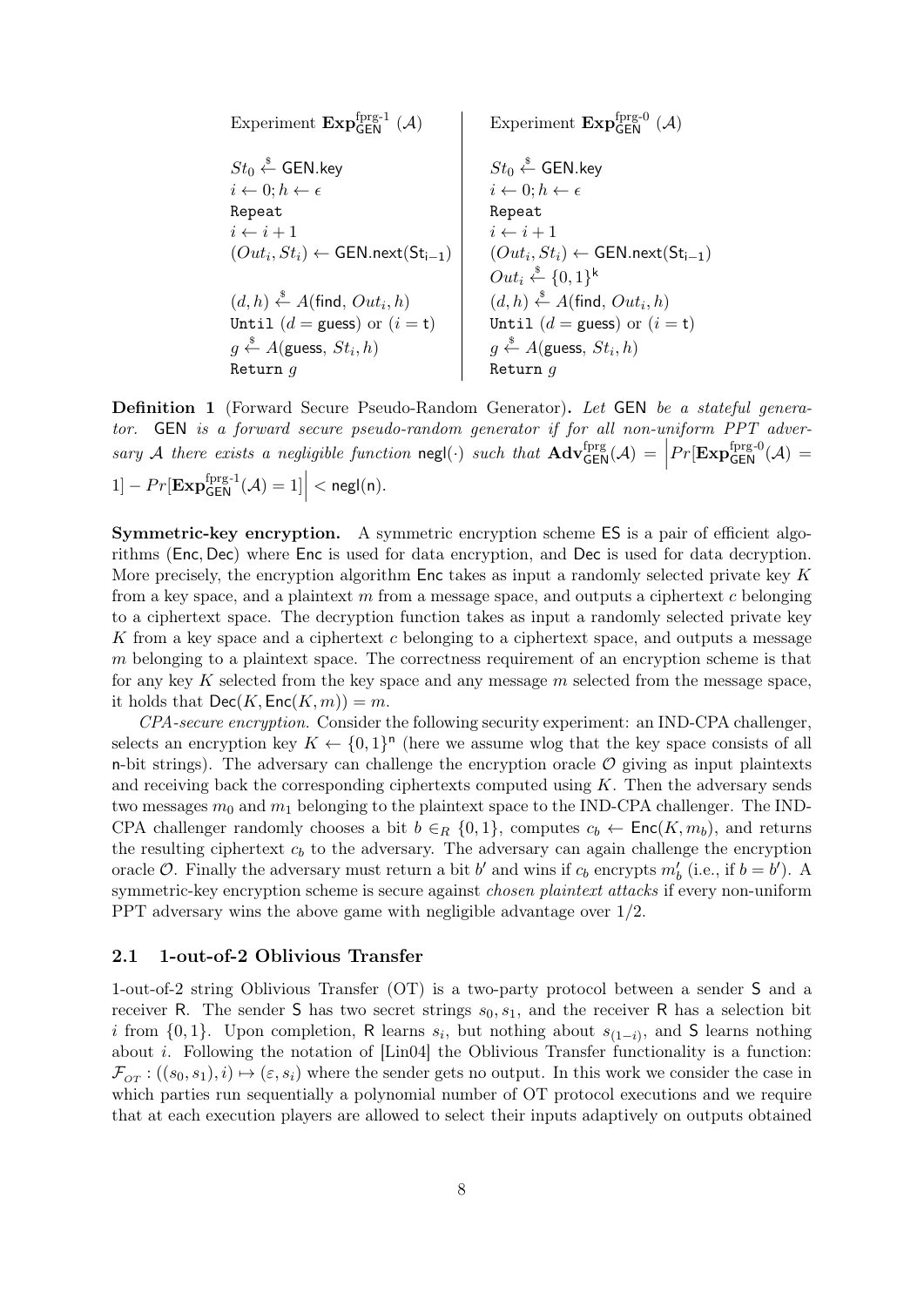| Experiment $\mathbf{Exp}^{\text{fprg-1}}_{\mathsf{GEN}}$ $(\mathcal{A})$ | Experiment $\mathbf{Exp}^{\text{fprg-0}}_{\mathsf{GEN}}$ $(\mathcal{A})$ |
|---|---|
| $St_0 \xleftarrow{\$} \mathsf{GEN.key}$ | $St_0 \xleftarrow{\$} \mathsf{GEN.key}$ |
| $i \leftarrow 0; h \leftarrow \epsilon$ | $i \leftarrow 0; h \leftarrow \epsilon$ |
| `Repeat` | `Repeat` |
| $i \leftarrow i + 1$ | $i \leftarrow i + 1$ |
| $(Out_i, St_i) \leftarrow \mathsf{GEN.next}(\mathsf{St_{i-1}})$ | $(Out_i, St_i) \leftarrow \mathsf{GEN.next}(\mathsf{St_{i-1}})$ |
| | $Out_i \xleftarrow{\$} \{0,1\}^{\mathsf{k}}$ |
| $(d, h) \xleftarrow{\$} A(\mathsf{find}, Out_i, h)$ | $(d, h) \xleftarrow{\$} A(\mathsf{find}, Out_i, h)$ |
| `Until` $(d = \mathsf{guess})$ or $(i = \mathsf{t})$ | `Until` $(d = \mathsf{guess})$ or $(i = \mathsf{t})$ |
| $g \xleftarrow{\$} A(\mathsf{guess}, St_i, h)$ | $g \xleftarrow{\$} A(\mathsf{guess}, St_i, h)$ |
| `Return` $g$ | `Return` $g$ |

**Definition 1** (Forward Secure Pseudo-Random Generator)**.** *Let* GEN *be a stateful generator.* GEN *is a forward secure pseudo-random generator if for all non-uniform PPT adversary* $\mathcal{A}$ *there exists a negligible function* $\mathsf{negl}(\cdot)$ *such that* $\mathbf{Adv}^{\text{fprg}}_{\mathsf{GEN}}(\mathcal{A}) = \left| Pr[\mathbf{Exp}^{\text{fprg-0}}_{\mathsf{GEN}}(\mathcal{A}) = 1] - Pr[\mathbf{Exp}^{\text{fprg-1}}_{\mathsf{GEN}}(\mathcal{A}) = 1] \right| < \mathsf{negl}(\mathsf{n})$.

**Symmetric-key encryption.** A symmetric encryption scheme ES is a pair of efficient algorithms (Enc, Dec) where Enc is used for data encryption, and Dec is used for data decryption. More precisely, the encryption algorithm Enc takes as input a randomly selected private key $K$ from a key space, and a plaintext $m$ from a message space, and outputs a ciphertext $c$ belonging to a ciphertext space. The decryption function takes as input a randomly selected private key $K$ from a key space and a ciphertext $c$ belonging to a ciphertext space, and outputs a message $m$ belonging to a plaintext space. The correctness requirement of an encryption scheme is that for any key $K$ selected from the key space and any message $m$ selected from the message space, it holds that $\mathsf{Dec}(K, \mathsf{Enc}(K, m)) = m$.

*CPA-secure encryption.* Consider the following security experiment: an IND-CPA challenger, selects an encryption key $K \leftarrow \{0,1\}^{\mathsf{n}}$ (here we assume wlog that the key space consists of all n-bit strings). The adversary can challenge the encryption oracle $\mathcal{O}$ giving as input plaintexts and receiving back the corresponding ciphertexts computed using $K$. Then the adversary sends two messages $m_0$ and $m_1$ belonging to the plaintext space to the IND-CPA challenger. The IND-CPA challenger randomly chooses a bit $b \in_R \{0,1\}$, computes $c_b \leftarrow \mathsf{Enc}(K, m_b)$, and returns the resulting ciphertext $c_b$ to the adversary. The adversary can again challenge the encryption oracle $\mathcal{O}$. Finally the adversary must return a bit $b'$ and wins if $c_b$ encrypts $m'_b$ (i.e., if $b = b'$). A symmetric-key encryption scheme is secure against *chosen plaintext attacks* if every non-uniform PPT adversary wins the above game with negligible advantage over 1/2.

### 2.1 1-out-of-2 Oblivious Transfer

1-out-of-2 string Oblivious Transfer (OT) is a two-party protocol between a sender S and a receiver R. The sender S has two secret strings $s_0, s_1$, and the receiver R has a selection bit $i$ from $\{0,1\}$. Upon completion, R learns $s_i$, but nothing about $s_{(1-i)}$, and S learns nothing about $i$. Following the notation of [Lin04] the Oblivious Transfer functionality is a function: $\mathcal{F}_{OT} : ((s_0, s_1), i) \mapsto (\varepsilon, s_i)$ where the sender gets no output. In this work we consider the case in which parties run sequentially a polynomial number of OT protocol executions and we require that at each execution players are allowed to select their inputs adaptively on outputs obtained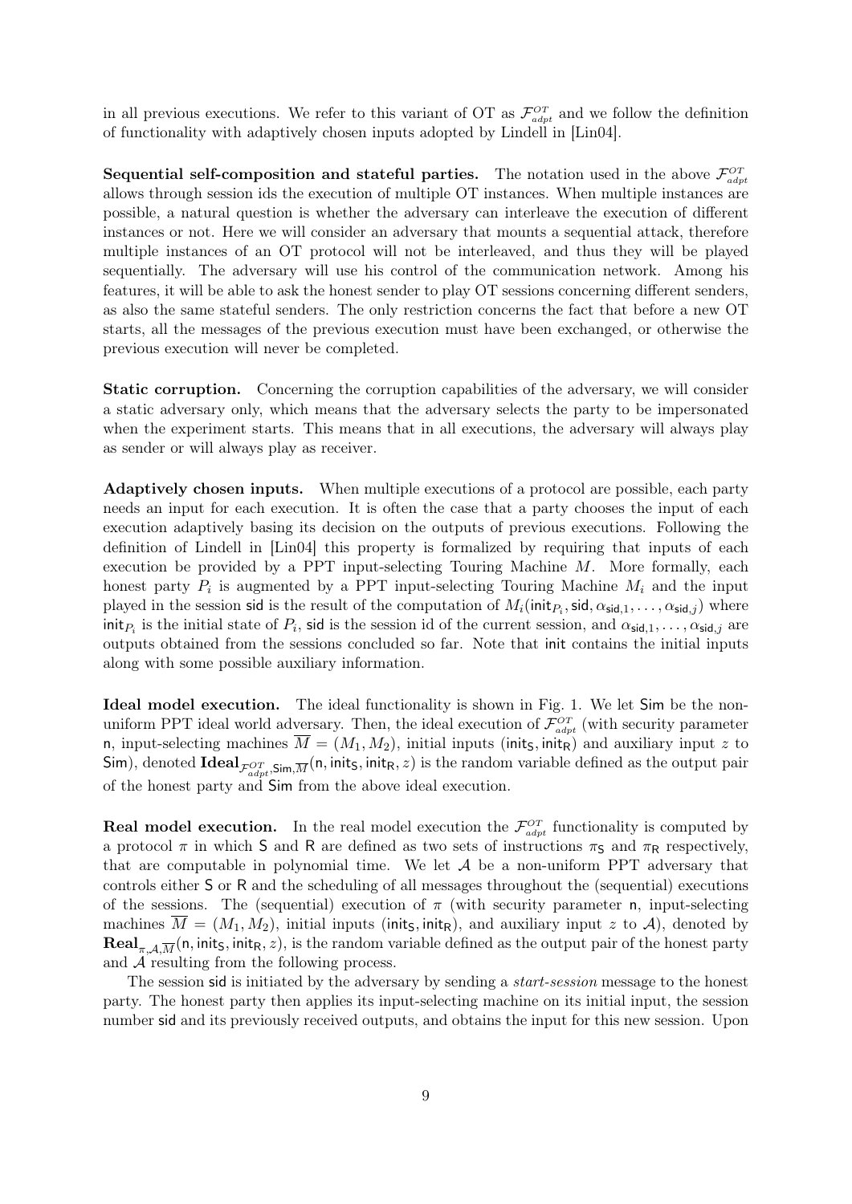in all previous executions. We refer to this variant of OT as $\mathcal{F}^{OT}_{adpt}$ and we follow the definition of functionality with adaptively chosen inputs adopted by Lindell in [Lin04].

**Sequential self-composition and stateful parties.** The notation used in the above $\mathcal{F}^{OT}_{adpt}$ allows through session ids the execution of multiple OT instances. When multiple instances are possible, a natural question is whether the adversary can interleave the execution of different instances or not. Here we will consider an adversary that mounts a sequential attack, therefore multiple instances of an OT protocol will not be interleaved, and thus they will be played sequentially. The adversary will use his control of the communication network. Among his features, it will be able to ask the honest sender to play OT sessions concerning different senders, as also the same stateful senders. The only restriction concerns the fact that before a new OT starts, all the messages of the previous execution must have been exchanged, or otherwise the previous execution will never be completed.

**Static corruption.** Concerning the corruption capabilities of the adversary, we will consider a static adversary only, which means that the adversary selects the party to be impersonated when the experiment starts. This means that in all executions, the adversary will always play as sender or will always play as receiver.

**Adaptively chosen inputs.** When multiple executions of a protocol are possible, each party needs an input for each execution. It is often the case that a party chooses the input of each execution adaptively basing its decision on the outputs of previous executions. Following the definition of Lindell in [Lin04] this property is formalized by requiring that inputs of each execution be provided by a PPT input-selecting Touring Machine $M$. More formally, each honest party $P_i$ is augmented by a PPT input-selecting Touring Machine $M_i$ and the input played in the session $\mathsf{sid}$ is the result of the computation of $M_i(\mathsf{init}_{P_i}, \mathsf{sid}, \alpha_{\mathsf{sid},1}, \ldots, \alpha_{\mathsf{sid},j})$ where $\mathsf{init}_{P_i}$ is the initial state of $P_i$, $\mathsf{sid}$ is the session id of the current session, and $\alpha_{\mathsf{sid},1}, \ldots, \alpha_{\mathsf{sid},j}$ are outputs obtained from the sessions concluded so far. Note that $\mathsf{init}$ contains the initial inputs along with some possible auxiliary information.

**Ideal model execution.** The ideal functionality is shown in Fig. 1. We let $\mathsf{Sim}$ be the non-uniform PPT ideal world adversary. Then, the ideal execution of $\mathcal{F}^{OT}_{adpt}$ (with security parameter $\mathsf{n}$, input-selecting machines $\overline{M} = (M_1, M_2)$, initial inputs $(\mathsf{init}_\mathsf{S}, \mathsf{init}_\mathsf{R})$ and auxiliary input $z$ to $\mathsf{Sim}$), denoted $\mathbf{Ideal}_{\mathcal{F}^{OT}_{adpt}, \mathsf{Sim}, \overline{M}}(\mathsf{n}, \mathsf{init}_\mathsf{S}, \mathsf{init}_\mathsf{R}, z)$ is the random variable defined as the output pair of the honest party and $\mathsf{Sim}$ from the above ideal execution.

**Real model execution.** In the real model execution the $\mathcal{F}^{OT}_{adpt}$ functionality is computed by a protocol $\pi$ in which $\mathsf{S}$ and $\mathsf{R}$ are defined as two sets of instructions $\pi_\mathsf{S}$ and $\pi_\mathsf{R}$ respectively, that are computable in polynomial time. We let $\mathcal{A}$ be a non-uniform PPT adversary that controls either $\mathsf{S}$ or $\mathsf{R}$ and the scheduling of all messages throughout the (sequential) executions of the sessions. The (sequential) execution of $\pi$ (with security parameter $\mathsf{n}$, input-selecting machines $\overline{M} = (M_1, M_2)$, initial inputs $(\mathsf{init}_\mathsf{S}, \mathsf{init}_\mathsf{R})$, and auxiliary input $z$ to $\mathcal{A}$), denoted by $\mathbf{Real}_{\pi, \mathcal{A}, \overline{M}}(\mathsf{n}, \mathsf{init}_\mathsf{S}, \mathsf{init}_\mathsf{R}, z)$, is the random variable defined as the output pair of the honest party and $\mathcal{A}$ resulting from the following process.

The session $\mathsf{sid}$ is initiated by the adversary by sending a *start-session* message to the honest party. The honest party then applies its input-selecting machine on its initial input, the session number $\mathsf{sid}$ and its previously received outputs, and obtains the input for this new session. Upon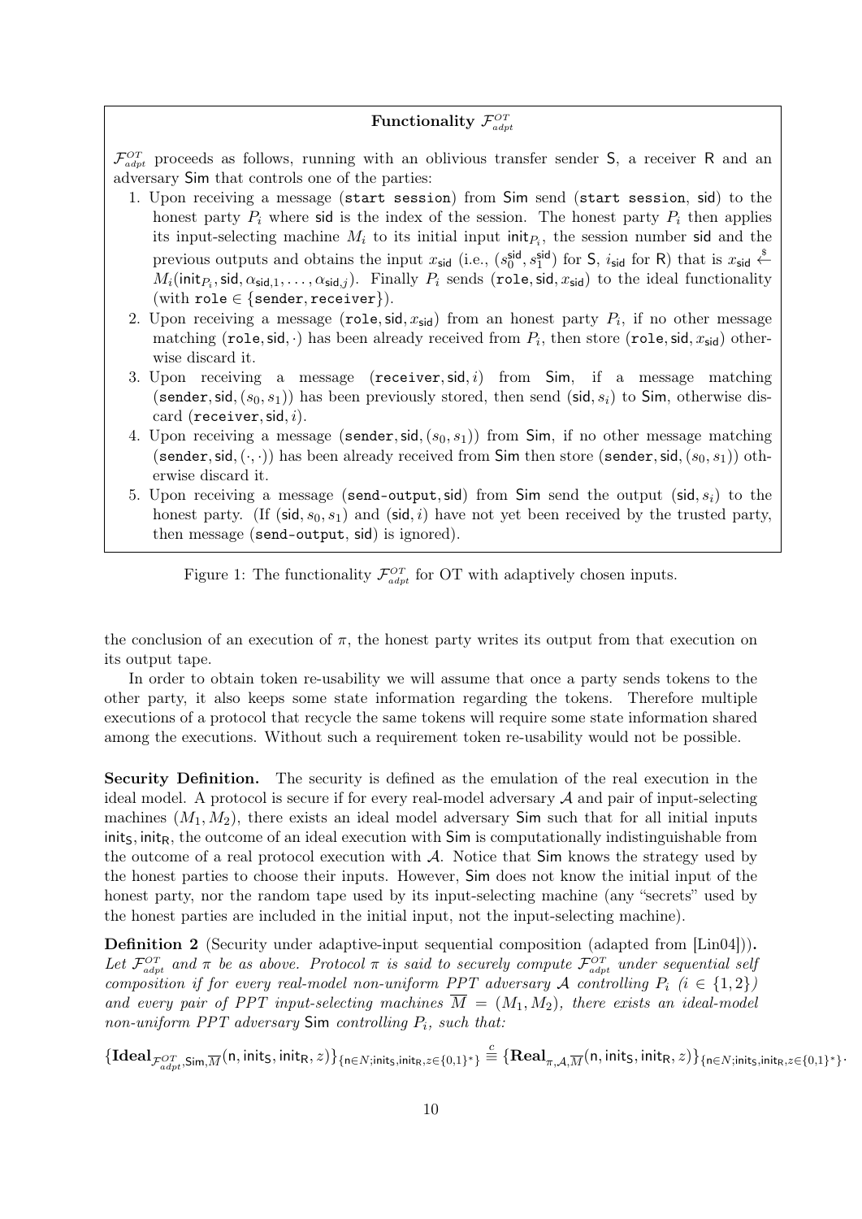**Functionality $\mathcal{F}^{OT}_{adpt}$**

$\mathcal{F}^{OT}_{adpt}$ proceeds as follows, running with an oblivious transfer sender $\mathsf{S}$, a receiver $\mathsf{R}$ and an adversary $\mathsf{Sim}$ that controls one of the parties:

1. Upon receiving a message (`start session`) from $\mathsf{Sim}$ send (`start session`, $\mathsf{sid}$) to the honest party $P_i$ where $\mathsf{sid}$ is the index of the session. The honest party $P_i$ then applies its input-selecting machine $M_i$ to its initial input $\mathsf{init}_{P_i}$, the session number $\mathsf{sid}$ and the previous outputs and obtains the input $x_{\mathsf{sid}}$ (i.e., $(s_0^{\mathsf{sid}}, s_1^{\mathsf{sid}})$ for $\mathsf{S}$, $i_{\mathsf{sid}}$ for $\mathsf{R}$) that is $x_{\mathsf{sid}} \stackrel{\$}{\leftarrow} M_i(\mathsf{init}_{P_i}, \mathsf{sid}, \alpha_{\mathsf{sid},1}, \ldots, \alpha_{\mathsf{sid},j})$. Finally $P_i$ sends (`role`, $\mathsf{sid}, x_{\mathsf{sid}}$) to the ideal functionality (with `role` $\in$ {`sender`, `receiver`}).
2. Upon receiving a message (`role`, $\mathsf{sid}, x_{\mathsf{sid}}$) from an honest party $P_i$, if no other message matching (`role`, $\mathsf{sid}, \cdot$) has been already received from $P_i$, then store (`role`, $\mathsf{sid}, x_{\mathsf{sid}}$) otherwise discard it.
3. Upon receiving a message (`receiver`, $\mathsf{sid}, i$) from $\mathsf{Sim}$, if a message matching (`sender`, $\mathsf{sid}, (s_0, s_1)$) has been previously stored, then send $(\mathsf{sid}, s_i)$ to $\mathsf{Sim}$, otherwise discard (`receiver`, $\mathsf{sid}, i$).
4. Upon receiving a message (`sender`, $\mathsf{sid}, (s_0, s_1)$) from $\mathsf{Sim}$, if no other message matching (`sender`, $\mathsf{sid}, (\cdot, \cdot)$) has been already received from $\mathsf{Sim}$ then store (`sender`, $\mathsf{sid}, (s_0, s_1)$) otherwise discard it.
5. Upon receiving a message (`send-output`, $\mathsf{sid}$) from $\mathsf{Sim}$ send the output $(\mathsf{sid}, s_i)$ to the honest party. (If $(\mathsf{sid}, s_0, s_1)$ and $(\mathsf{sid}, i)$ have not yet been received by the trusted party, then message (`send-output`, $\mathsf{sid}$) is ignored).

Figure 1: The functionality $\mathcal{F}^{OT}_{adpt}$ for OT with adaptively chosen inputs.

the conclusion of an execution of $\pi$, the honest party writes its output from that execution on its output tape.

In order to obtain token re-usability we will assume that once a party sends tokens to the other party, it also keeps some state information regarding the tokens. Therefore multiple executions of a protocol that recycle the same tokens will require some state information shared among the executions. Without such a requirement token re-usability would not be possible.

**Security Definition.** The security is defined as the emulation of the real execution in the ideal model. A protocol is secure if for every real-model adversary $\mathcal{A}$ and pair of input-selecting machines $(M_1, M_2)$, there exists an ideal model adversary $\mathsf{Sim}$ such that for all initial inputs $\mathsf{init}_\mathsf{S}, \mathsf{init}_\mathsf{R}$, the outcome of an ideal execution with $\mathsf{Sim}$ is computationally indistinguishable from the outcome of a real protocol execution with $\mathcal{A}$. Notice that $\mathsf{Sim}$ knows the strategy used by the honest parties to choose their inputs. However, $\mathsf{Sim}$ does not know the initial input of the honest party, nor the random tape used by its input-selecting machine (any "secrets" used by the honest parties are included in the initial input, not the input-selecting machine).

**Definition 2** (Security under adaptive-input sequential composition (adapted from [Lin04]))**.** *Let $\mathcal{F}^{OT}_{adpt}$ and $\pi$ be as above. Protocol $\pi$ is said to securely compute $\mathcal{F}^{OT}_{adpt}$ under sequential self composition if for every real-model non-uniform PPT adversary $\mathcal{A}$ controlling $P_i$ ($i \in \{1, 2\}$) and every pair of PPT input-selecting machines $\overline{M} = (M_1, M_2)$, there exists an ideal-model non-uniform PPT adversary $\mathsf{Sim}$ controlling $P_i$, such that:*

$$\{\mathbf{Ideal}_{\mathcal{F}^{OT}_{adpt},\mathsf{Sim},\overline{M}}(\mathsf{n}, \mathsf{init}_\mathsf{S}, \mathsf{init}_\mathsf{R}, z)\}_{\mathsf{n}\in N;\mathsf{init}_\mathsf{S},\mathsf{init}_\mathsf{R},z\in\{0,1\}^*} \stackrel{c}{\equiv} \{\mathbf{Real}_{\pi,\mathcal{A},\overline{M}}(\mathsf{n}, \mathsf{init}_\mathsf{S}, \mathsf{init}_\mathsf{R}, z)\}_{\mathsf{n}\in N;\mathsf{init}_\mathsf{S},\mathsf{init}_\mathsf{R},z\in\{0,1\}^*}.$$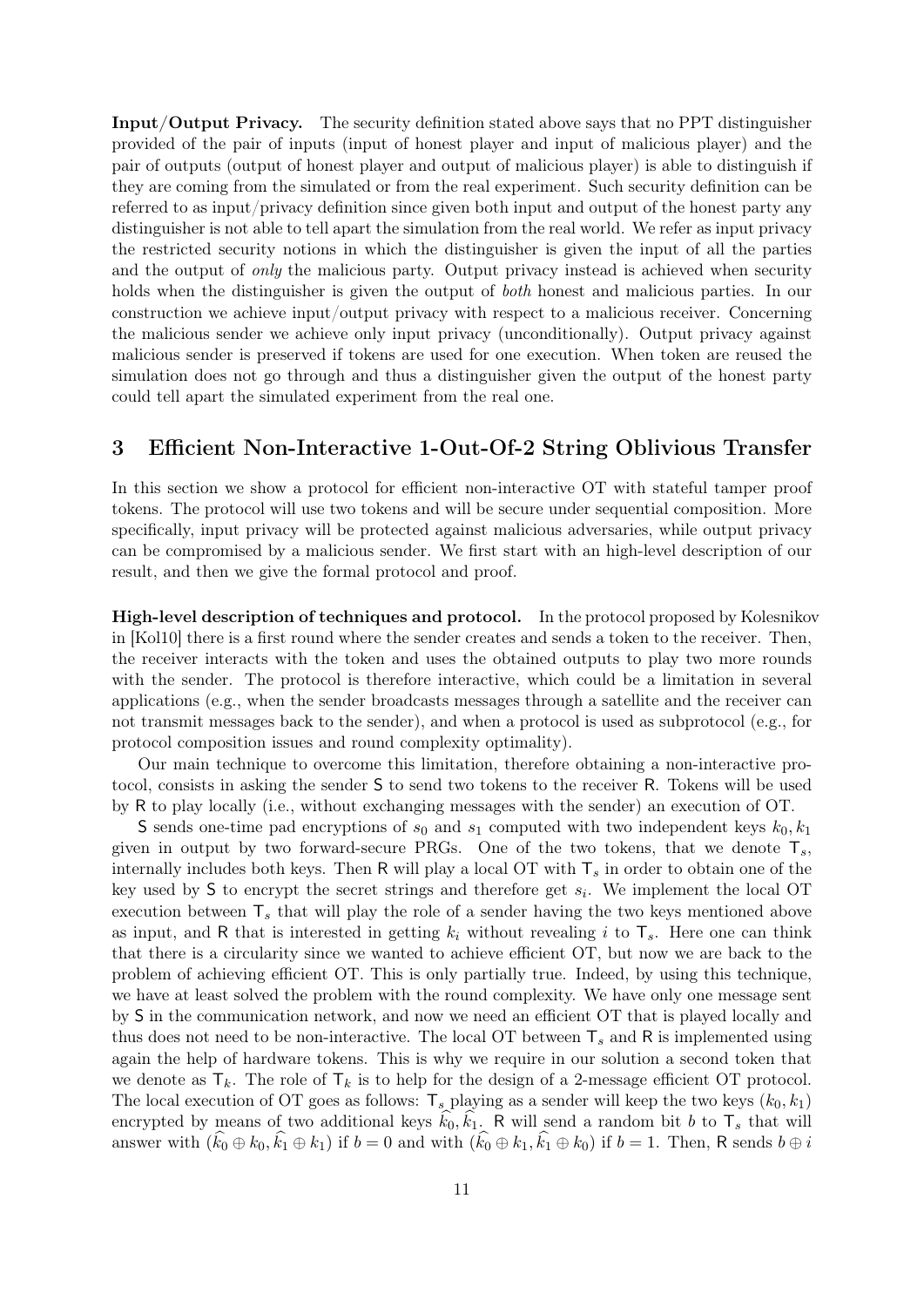**Input/Output Privacy.** The security definition stated above says that no PPT distinguisher provided of the pair of inputs (input of honest player and input of malicious player) and the pair of outputs (output of honest player and output of malicious player) is able to distinguish if they are coming from the simulated or from the real experiment. Such security definition can be referred to as input/privacy definition since given both input and output of the honest party any distinguisher is not able to tell apart the simulation from the real world. We refer as input privacy the restricted security notions in which the distinguisher is given the input of all the parties and the output of *only* the malicious party. Output privacy instead is achieved when security holds when the distinguisher is given the output of *both* honest and malicious parties. In our construction we achieve input/output privacy with respect to a malicious receiver. Concerning the malicious sender we achieve only input privacy (unconditionally). Output privacy against malicious sender is preserved if tokens are used for one execution. When token are reused the simulation does not go through and thus a distinguisher given the output of the honest party could tell apart the simulated experiment from the real one.

## 3 Efficient Non-Interactive 1-Out-Of-2 String Oblivious Transfer

In this section we show a protocol for efficient non-interactive OT with stateful tamper proof tokens. The protocol will use two tokens and will be secure under sequential composition. More specifically, input privacy will be protected against malicious adversaries, while output privacy can be compromised by a malicious sender. We first start with an high-level description of our result, and then we give the formal protocol and proof.

**High-level description of techniques and protocol.** In the protocol proposed by Kolesnikov in [Kol10] there is a first round where the sender creates and sends a token to the receiver. Then, the receiver interacts with the token and uses the obtained outputs to play two more rounds with the sender. The protocol is therefore interactive, which could be a limitation in several applications (e.g., when the sender broadcasts messages through a satellite and the receiver can not transmit messages back to the sender), and when a protocol is used as subprotocol (e.g., for protocol composition issues and round complexity optimality).

Our main technique to overcome this limitation, therefore obtaining a non-interactive protocol, consists in asking the sender $\mathsf{S}$ to send two tokens to the receiver $\mathsf{R}$. Tokens will be used by $\mathsf{R}$ to play locally (i.e., without exchanging messages with the sender) an execution of OT.

$\mathsf{S}$ sends one-time pad encryptions of $s_0$ and $s_1$ computed with two independent keys $k_0, k_1$ given in output by two forward-secure PRGs. One of the two tokens, that we denote $\mathsf{T}_s$, internally includes both keys. Then $\mathsf{R}$ will play a local OT with $\mathsf{T}_s$ in order to obtain one of the key used by $\mathsf{S}$ to encrypt the secret strings and therefore get $s_i$. We implement the local OT execution between $\mathsf{T}_s$ that will play the role of a sender having the two keys mentioned above as input, and $\mathsf{R}$ that is interested in getting $k_i$ without revealing $i$ to $\mathsf{T}_s$. Here one can think that there is a circularity since we wanted to achieve efficient OT, but now we are back to the problem of achieving efficient OT. This is only partially true. Indeed, by using this technique, we have at least solved the problem with the round complexity. We have only one message sent by $\mathsf{S}$ in the communication network, and now we need an efficient OT that is played locally and thus does not need to be non-interactive. The local OT between $\mathsf{T}_s$ and $\mathsf{R}$ is implemented using again the help of hardware tokens. This is why we require in our solution a second token that we denote as $\mathsf{T}_k$. The role of $\mathsf{T}_k$ is to help for the design of a 2-message efficient OT protocol. The local execution of OT goes as follows: $\mathsf{T}_s$ playing as a sender will keep the two keys $(k_0, k_1)$ encrypted by means of two additional keys $\widehat{k}_0, \widehat{k}_1$. $\mathsf{R}$ will send a random bit $b$ to $\mathsf{T}_s$ that will answer with $(\widehat{k}_0 \oplus k_0, \widehat{k}_1 \oplus k_1)$ if $b = 0$ and with $(\widehat{k}_0 \oplus k_1, \widehat{k}_1 \oplus k_0)$ if $b = 1$. Then, $\mathsf{R}$ sends $b \oplus i$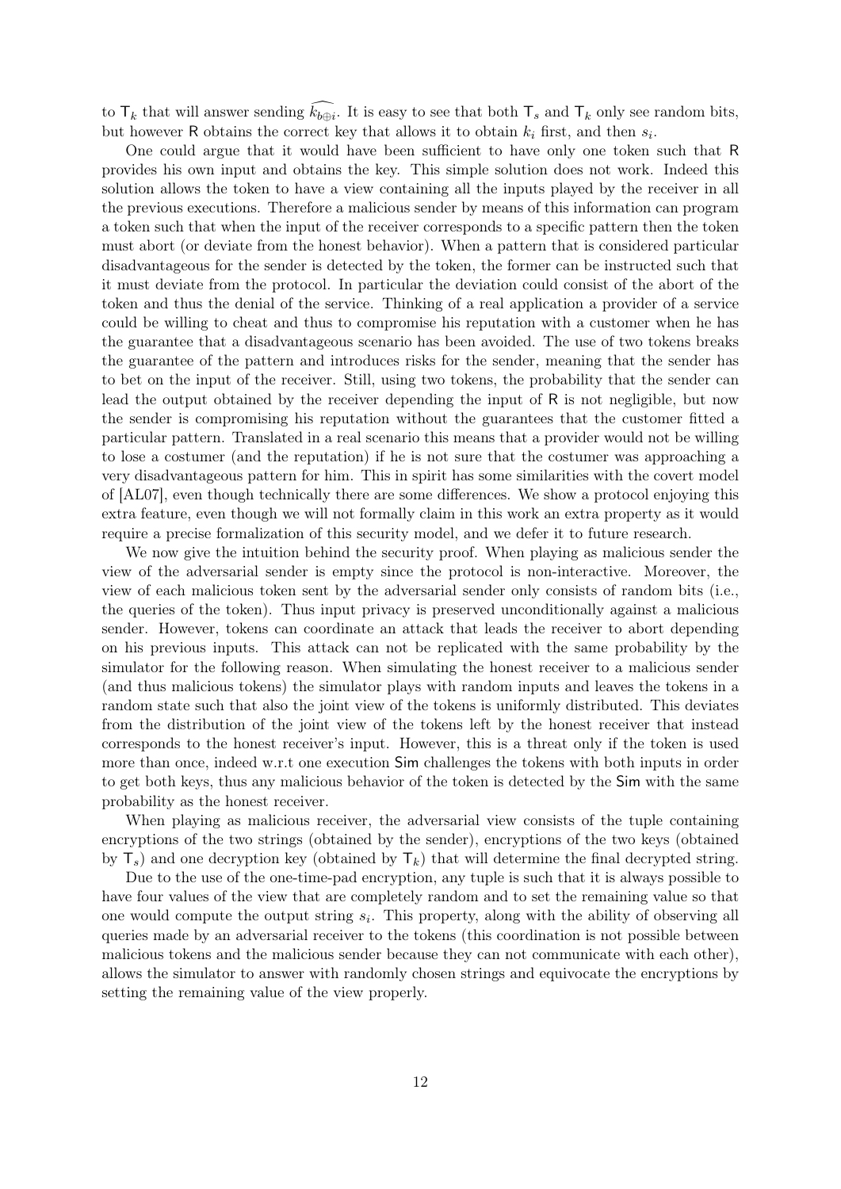to $\mathsf{T}_k$ that will answer sending $\widehat{k_{b \oplus i}}$. It is easy to see that both $\mathsf{T}_s$ and $\mathsf{T}_k$ only see random bits, but however $\mathsf{R}$ obtains the correct key that allows it to obtain $k_i$ first, and then $s_i$.

One could argue that it would have been sufficient to have only one token such that $\mathsf{R}$ provides his own input and obtains the key. This simple solution does not work. Indeed this solution allows the token to have a view containing all the inputs played by the receiver in all the previous executions. Therefore a malicious sender by means of this information can program a token such that when the input of the receiver corresponds to a specific pattern then the token must abort (or deviate from the honest behavior). When a pattern that is considered particular disadvantageous for the sender is detected by the token, the former can be instructed such that it must deviate from the protocol. In particular the deviation could consist of the abort of the token and thus the denial of the service. Thinking of a real application a provider of a service could be willing to cheat and thus to compromise his reputation with a customer when he has the guarantee that a disadvantageous scenario has been avoided. The use of two tokens breaks the guarantee of the pattern and introduces risks for the sender, meaning that the sender has to bet on the input of the receiver. Still, using two tokens, the probability that the sender can lead the output obtained by the receiver depending the input of $\mathsf{R}$ is not negligible, but now the sender is compromising his reputation without the guarantees that the customer fitted a particular pattern. Translated in a real scenario this means that a provider would not be willing to lose a costumer (and the reputation) if he is not sure that the costumer was approaching a very disadvantageous pattern for him. This in spirit has some similarities with the covert model of [AL07], even though technically there are some differences. We show a protocol enjoying this extra feature, even though we will not formally claim in this work an extra property as it would require a precise formalization of this security model, and we defer it to future research.

We now give the intuition behind the security proof. When playing as malicious sender the view of the adversarial sender is empty since the protocol is non-interactive. Moreover, the view of each malicious token sent by the adversarial sender only consists of random bits (i.e., the queries of the token). Thus input privacy is preserved unconditionally against a malicious sender. However, tokens can coordinate an attack that leads the receiver to abort depending on his previous inputs. This attack can not be replicated with the same probability by the simulator for the following reason. When simulating the honest receiver to a malicious sender (and thus malicious tokens) the simulator plays with random inputs and leaves the tokens in a random state such that also the joint view of the tokens is uniformly distributed. This deviates from the distribution of the joint view of the tokens left by the honest receiver that instead corresponds to the honest receiver's input. However, this is a threat only if the token is used more than once, indeed w.r.t one execution $\mathsf{Sim}$ challenges the tokens with both inputs in order to get both keys, thus any malicious behavior of the token is detected by the $\mathsf{Sim}$ with the same probability as the honest receiver.

When playing as malicious receiver, the adversarial view consists of the tuple containing encryptions of the two strings (obtained by the sender), encryptions of the two keys (obtained by $\mathsf{T}_s$) and one decryption key (obtained by $\mathsf{T}_k$) that will determine the final decrypted string.

Due to the use of the one-time-pad encryption, any tuple is such that it is always possible to have four values of the view that are completely random and to set the remaining value so that one would compute the output string $s_i$. This property, along with the ability of observing all queries made by an adversarial receiver to the tokens (this coordination is not possible between malicious tokens and the malicious sender because they can not communicate with each other), allows the simulator to answer with randomly chosen strings and equivocate the encryptions by setting the remaining value of the view properly.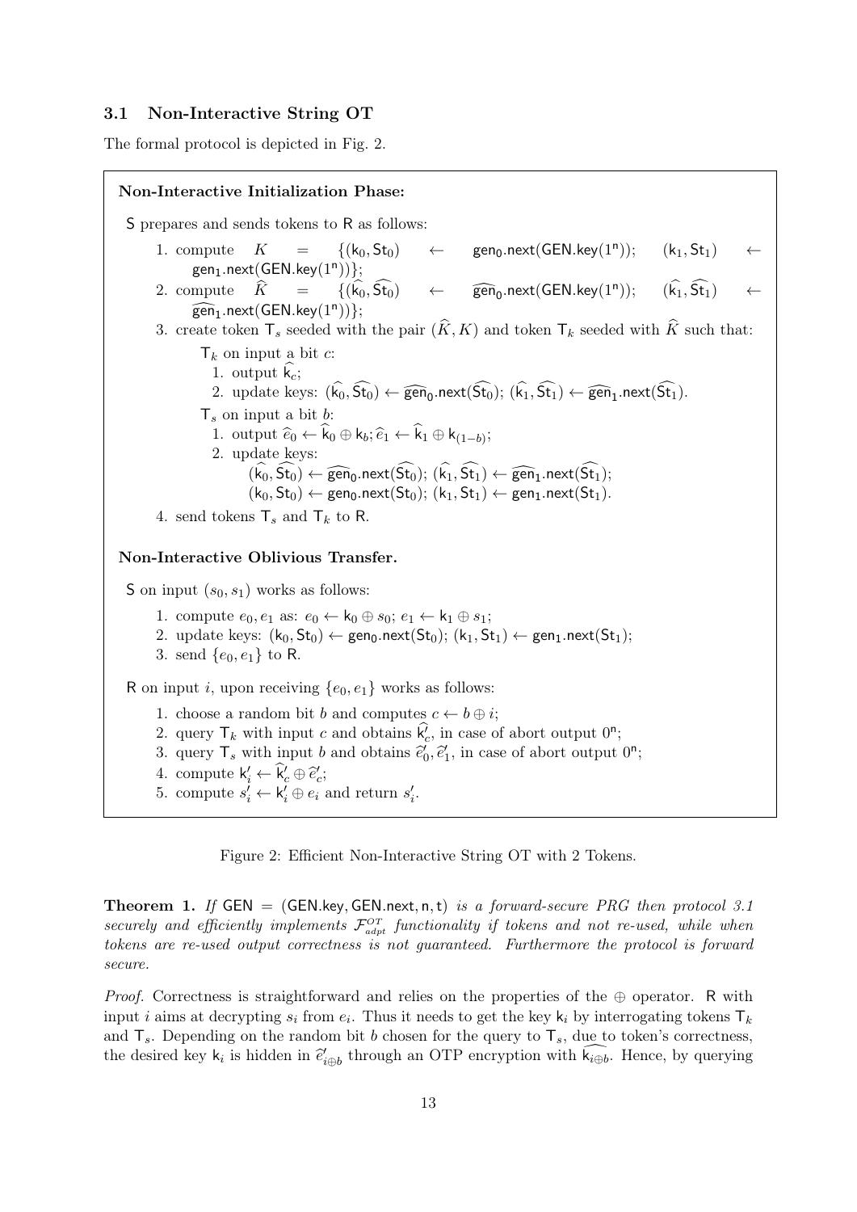### 3.1 Non-Interactive String OT

The formal protocol is depicted in Fig. 2.

**Non-Interactive Initialization Phase:**

S prepares and sends tokens to R as follows:

1. compute $K = \{(\mathsf{k}_0, \mathsf{St}_0) \leftarrow \mathsf{gen}_0.\mathsf{next}(\mathsf{GEN.key}(1^\mathsf{n}));\ (\mathsf{k}_1, \mathsf{St}_1) \leftarrow \mathsf{gen}_1.\mathsf{next}(\mathsf{GEN.key}(1^\mathsf{n}))\}$;
2. compute $\widehat{K} = \{(\widehat{\mathsf{k}_0}, \widehat{\mathsf{St}_0}) \leftarrow \widehat{\mathsf{gen}_0}.\mathsf{next}(\mathsf{GEN.key}(1^\mathsf{n}));\ (\widehat{\mathsf{k}_1}, \widehat{\mathsf{St}_1}) \leftarrow \widehat{\mathsf{gen}_1}.\mathsf{next}(\mathsf{GEN.key}(1^\mathsf{n}))\}$;
3. create token $\mathsf{T}_s$ seeded with the pair $(\widehat{K}, K)$ and token $\mathsf{T}_k$ seeded with $\widehat{K}$ such that:

   $\mathsf{T}_k$ on input a bit $c$:
   1. output $\widehat{\mathsf{k}_c}$;
   2. update keys: $(\widehat{\mathsf{k}_0}, \widehat{\mathsf{St}_0}) \leftarrow \widehat{\mathsf{gen}_0}.\mathsf{next}(\widehat{\mathsf{St}_0})$; $(\widehat{\mathsf{k}_1}, \widehat{\mathsf{St}_1}) \leftarrow \widehat{\mathsf{gen}_1}.\mathsf{next}(\widehat{\mathsf{St}_1})$.

   $\mathsf{T}_s$ on input a bit $b$:
   1. output $\widehat{e}_0 \leftarrow \widehat{\mathsf{k}_0} \oplus \mathsf{k}_b; \widehat{e}_1 \leftarrow \widehat{\mathsf{k}_1} \oplus \mathsf{k}_{(1-b)}$;
   2. update keys:
      $(\widehat{\mathsf{k}_0}, \widehat{\mathsf{St}_0}) \leftarrow \widehat{\mathsf{gen}_0}.\mathsf{next}(\widehat{\mathsf{St}_0})$; $(\widehat{\mathsf{k}_1}, \widehat{\mathsf{St}_1}) \leftarrow \widehat{\mathsf{gen}_1}.\mathsf{next}(\widehat{\mathsf{St}_1})$;
      $(\mathsf{k}_0, \mathsf{St}_0) \leftarrow \mathsf{gen}_0.\mathsf{next}(\mathsf{St}_0)$; $(\mathsf{k}_1, \mathsf{St}_1) \leftarrow \mathsf{gen}_1.\mathsf{next}(\mathsf{St}_1)$.
4. send tokens $\mathsf{T}_s$ and $\mathsf{T}_k$ to R.

**Non-Interactive Oblivious Transfer.**

S on input $(s_0, s_1)$ works as follows:

1. compute $e_0, e_1$ as: $e_0 \leftarrow \mathsf{k}_0 \oplus s_0$; $e_1 \leftarrow \mathsf{k}_1 \oplus s_1$;
2. update keys: $(\mathsf{k}_0, \mathsf{St}_0) \leftarrow \mathsf{gen}_0.\mathsf{next}(\mathsf{St}_0)$; $(\mathsf{k}_1, \mathsf{St}_1) \leftarrow \mathsf{gen}_1.\mathsf{next}(\mathsf{St}_1)$;
3. send $\{e_0, e_1\}$ to R.

R on input $i$, upon receiving $\{e_0, e_1\}$ works as follows:

1. choose a random bit $b$ and computes $c \leftarrow b \oplus i$;
2. query $\mathsf{T}_k$ with input $c$ and obtains $\widehat{\mathsf{k}'_c}$, in case of abort output $0^\mathsf{n}$;
3. query $\mathsf{T}_s$ with input $b$ and obtains $\widehat{e}'_0, \widehat{e}'_1$, in case of abort output $0^\mathsf{n}$;
4. compute $\mathsf{k}'_i \leftarrow \widehat{\mathsf{k}'_c} \oplus \widehat{e}'_c$;
5. compute $s'_i \leftarrow \mathsf{k}'_i \oplus e_i$ and return $s'_i$.

Figure 2: Efficient Non-Interactive String OT with 2 Tokens.

**Theorem 1.** *If* $\mathsf{GEN} = (\mathsf{GEN.key}, \mathsf{GEN.next}, \mathsf{n}, \mathsf{t})$ *is a forward-secure PRG then protocol 3.1 securely and efficiently implements* $\mathcal{F}^{OT}_{adpt}$ *functionality if tokens and not re-used, while when tokens are re-used output correctness is not guaranteed. Furthermore the protocol is forward secure.*

*Proof.* Correctness is straightforward and relies on the properties of the $\oplus$ operator. R with input $i$ aims at decrypting $s_i$ from $e_i$. Thus it needs to get the key $\mathsf{k}_i$ by interrogating tokens $\mathsf{T}_k$ and $\mathsf{T}_s$. Depending on the random bit $b$ chosen for the query to $\mathsf{T}_s$, due to token's correctness, the desired key $\mathsf{k}_i$ is hidden in $\widehat{e}'_{i \oplus b}$ through an OTP encryption with $\widehat{\mathsf{k}_{i \oplus b}}$. Hence, by querying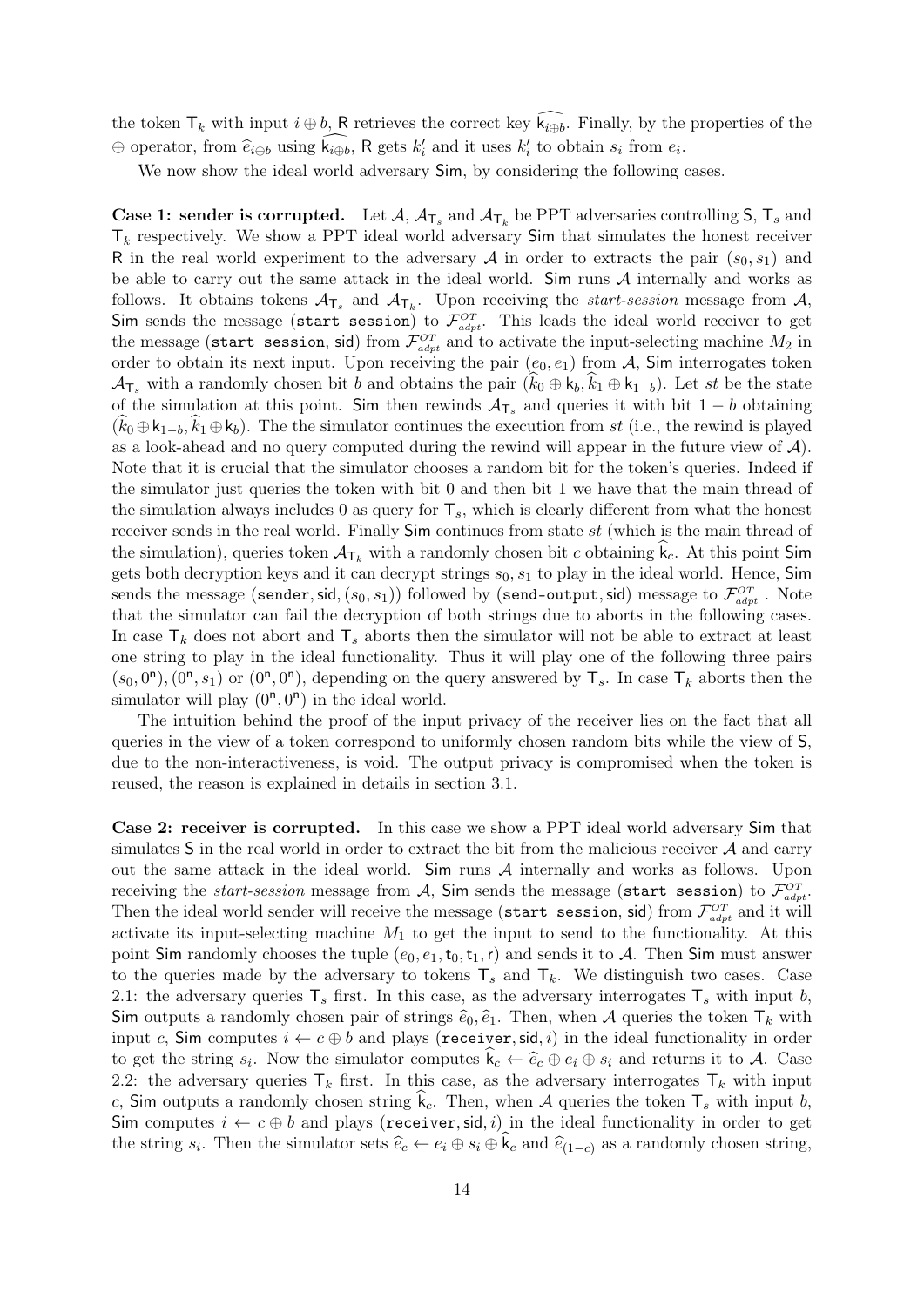the token $\mathsf{T}_k$ with input $i \oplus b$, $\mathsf{R}$ retrieves the correct key $\widehat{\mathsf{k}_{i\oplus b}}$. Finally, by the properties of the $\oplus$ operator, from $\widehat{e}_{i\oplus b}$ using $\widehat{\mathsf{k}_{i\oplus b}}$, $\mathsf{R}$ gets $k'_i$ and it uses $k'_i$ to obtain $s_i$ from $e_i$.

We now show the ideal world adversary $\mathsf{Sim}$, by considering the following cases.

**Case 1: sender is corrupted.** Let $\mathcal{A}$, $\mathcal{A}_{\mathsf{T}_s}$ and $\mathcal{A}_{\mathsf{T}_k}$ be PPT adversaries controlling $\mathsf{S}$, $\mathsf{T}_s$ and $\mathsf{T}_k$ respectively. We show a PPT ideal world adversary $\mathsf{Sim}$ that simulates the honest receiver $\mathsf{R}$ in the real world experiment to the adversary $\mathcal{A}$ in order to extracts the pair $(s_0, s_1)$ and be able to carry out the same attack in the ideal world. $\mathsf{Sim}$ runs $\mathcal{A}$ internally and works as follows. It obtains tokens $\mathcal{A}_{\mathsf{T}_s}$ and $\mathcal{A}_{\mathsf{T}_k}$. Upon receiving the *start-session* message from $\mathcal{A}$, $\mathsf{Sim}$ sends the message (`start session`) to $\mathcal{F}^{OT}_{adpt}$. This leads the ideal world receiver to get the message (`start session`, $\mathsf{sid}$) from $\mathcal{F}^{OT}_{adpt}$ and to activate the input-selecting machine $M_2$ in order to obtain its next input. Upon receiving the pair $(e_0, e_1)$ from $\mathcal{A}$, $\mathsf{Sim}$ interrogates token $\mathcal{A}_{\mathsf{T}_s}$ with a randomly chosen bit $b$ and obtains the pair $(\widehat{k}_0 \oplus \mathsf{k}_b, \widehat{k}_1 \oplus \mathsf{k}_{1-b})$. Let $st$ be the state of the simulation at this point. $\mathsf{Sim}$ then rewinds $\mathcal{A}_{\mathsf{T}_s}$ and queries it with bit $1-b$ obtaining $(\widehat{k}_0 \oplus \mathsf{k}_{1-b}, \widehat{k}_1 \oplus \mathsf{k}_b)$. The the simulator continues the execution from $st$ (i.e., the rewind is played as a look-ahead and no query computed during the rewind will appear in the future view of $\mathcal{A}$). Note that it is crucial that the simulator chooses a random bit for the token's queries. Indeed if the simulator just queries the token with bit 0 and then bit 1 we have that the main thread of the simulation always includes 0 as query for $\mathsf{T}_s$, which is clearly different from what the honest receiver sends in the real world. Finally $\mathsf{Sim}$ continues from state $st$ (which is the main thread of the simulation), queries token $\mathcal{A}_{\mathsf{T}_k}$ with a randomly chosen bit $c$ obtaining $\widehat{\mathsf{k}}_c$. At this point $\mathsf{Sim}$ gets both decryption keys and it can decrypt strings $s_0, s_1$ to play in the ideal world. Hence, $\mathsf{Sim}$ sends the message (`sender`, $\mathsf{sid}$, $(s_0, s_1)$) followed by (`send-output`, $\mathsf{sid}$) message to $\mathcal{F}^{OT}_{adpt}$ . Note that the simulator can fail the decryption of both strings due to aborts in the following cases. In case $\mathsf{T}_k$ does not abort and $\mathsf{T}_s$ aborts then the simulator will not be able to extract at least one string to play in the ideal functionality. Thus it will play one of the following three pairs $(s_0, 0^{\mathsf{n}}), (0^{\mathsf{n}}, s_1)$ or $(0^{\mathsf{n}}, 0^{\mathsf{n}})$, depending on the query answered by $\mathsf{T}_s$. In case $\mathsf{T}_k$ aborts then the simulator will play $(0^{\mathsf{n}}, 0^{\mathsf{n}})$ in the ideal world.

The intuition behind the proof of the input privacy of the receiver lies on the fact that all queries in the view of a token correspond to uniformly chosen random bits while the view of $\mathsf{S}$, due to the non-interactiveness, is void. The output privacy is compromised when the token is reused, the reason is explained in details in section 3.1.

**Case 2: receiver is corrupted.** In this case we show a PPT ideal world adversary $\mathsf{Sim}$ that simulates $\mathsf{S}$ in the real world in order to extract the bit from the malicious receiver $\mathcal{A}$ and carry out the same attack in the ideal world. $\mathsf{Sim}$ runs $\mathcal{A}$ internally and works as follows. Upon receiving the *start-session* message from $\mathcal{A}$, $\mathsf{Sim}$ sends the message (`start session`) to $\mathcal{F}^{OT}_{adpt}$. Then the ideal world sender will receive the message (`start session`, $\mathsf{sid}$) from $\mathcal{F}^{OT}_{adpt}$ and it will activate its input-selecting machine $M_1$ to get the input to send to the functionality. At this point $\mathsf{Sim}$ randomly chooses the tuple $(e_0, e_1, \mathsf{t}_0, \mathsf{t}_1, \mathsf{r})$ and sends it to $\mathcal{A}$. Then $\mathsf{Sim}$ must answer to the queries made by the adversary to tokens $\mathsf{T}_s$ and $\mathsf{T}_k$. We distinguish two cases. Case 2.1: the adversary queries $\mathsf{T}_s$ first. In this case, as the adversary interrogates $\mathsf{T}_s$ with input $b$, $\mathsf{Sim}$ outputs a randomly chosen pair of strings $\widehat{e}_0, \widehat{e}_1$. Then, when $\mathcal{A}$ queries the token $\mathsf{T}_k$ with input $c$, $\mathsf{Sim}$ computes $i \leftarrow c \oplus b$ and plays (`receiver`, $\mathsf{sid}$, $i$) in the ideal functionality in order to get the string $s_i$. Now the simulator computes $\widehat{\mathsf{k}}_c \leftarrow \widehat{e}_c \oplus e_i \oplus s_i$ and returns it to $\mathcal{A}$. Case 2.2: the adversary queries $\mathsf{T}_k$ first. In this case, as the adversary interrogates $\mathsf{T}_k$ with input $c$, $\mathsf{Sim}$ outputs a randomly chosen string $\widehat{\mathsf{k}}_c$. Then, when $\mathcal{A}$ queries the token $\mathsf{T}_s$ with input $b$, $\mathsf{Sim}$ computes $i \leftarrow c \oplus b$ and plays (`receiver`, $\mathsf{sid}$, $i$) in the ideal functionality in order to get the string $s_i$. Then the simulator sets $\widehat{e}_c \leftarrow e_i \oplus s_i \oplus \widehat{\mathsf{k}}_c$ and $\widehat{e}_{(1-c)}$ as a randomly chosen string,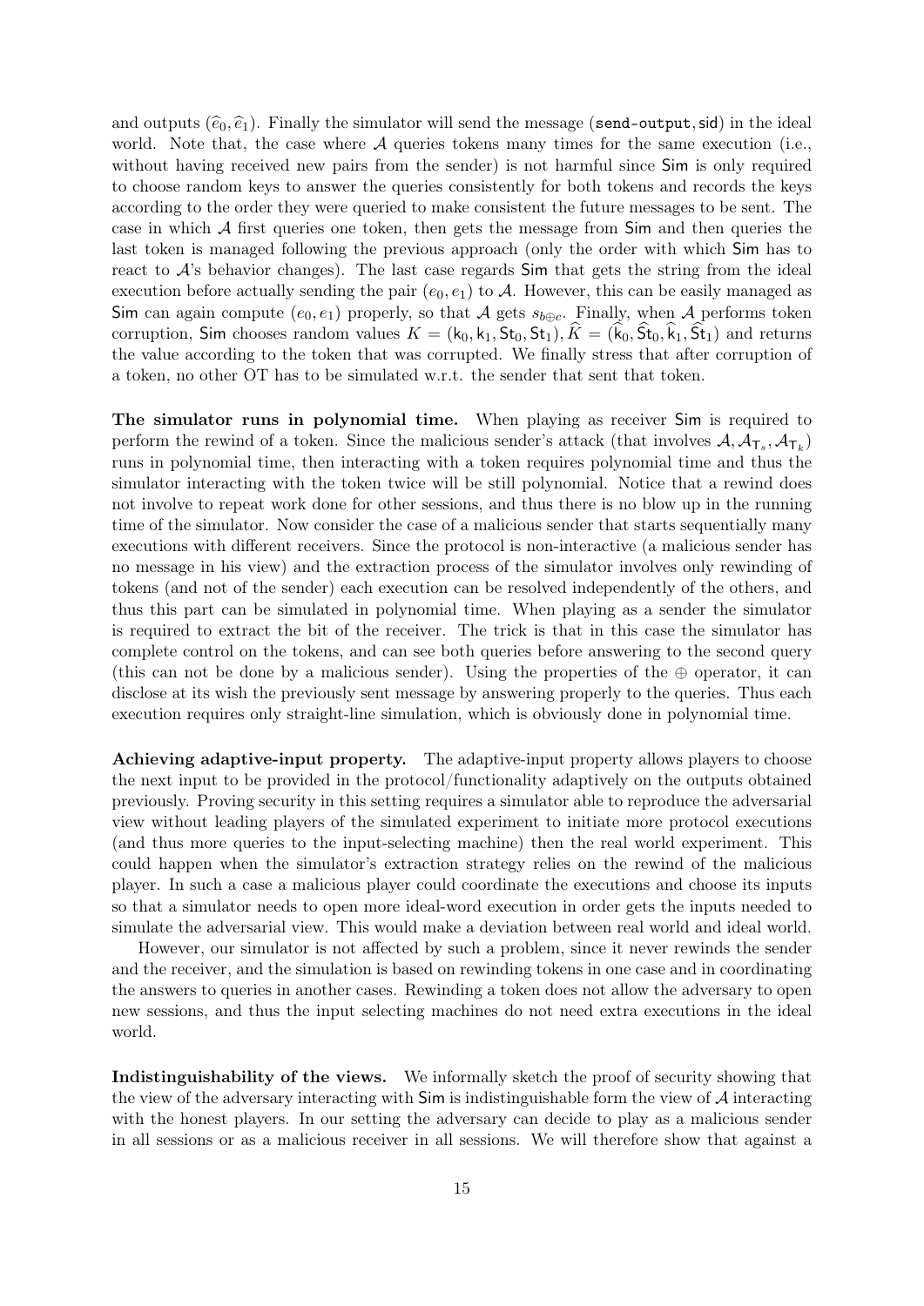and outputs $(\widehat{e}_0, \widehat{e}_1)$. Finally the simulator will send the message $(\texttt{send-output}, \mathsf{sid})$ in the ideal world. Note that, the case where $\mathcal{A}$ queries tokens many times for the same execution (i.e., without having received new pairs from the sender) is not harmful since $\mathsf{Sim}$ is only required to choose random keys to answer the queries consistently for both tokens and records the keys according to the order they were queried to make consistent the future messages to be sent. The case in which $\mathcal{A}$ first queries one token, then gets the message from $\mathsf{Sim}$ and then queries the last token is managed following the previous approach (only the order with which $\mathsf{Sim}$ has to react to $\mathcal{A}$'s behavior changes). The last case regards $\mathsf{Sim}$ that gets the string from the ideal execution before actually sending the pair $(e_0, e_1)$ to $\mathcal{A}$. However, this can be easily managed as $\mathsf{Sim}$ can again compute $(e_0, e_1)$ properly, so that $\mathcal{A}$ gets $s_{b \oplus c}$. Finally, when $\mathcal{A}$ performs token corruption, $\mathsf{Sim}$ chooses random values $K = (\mathsf{k}_0, \mathsf{k}_1, \mathsf{St}_0, \mathsf{St}_1), \widehat{K} = (\widehat{\mathsf{k}}_0, \widehat{\mathsf{St}}_0, \widehat{\mathsf{k}}_1, \widehat{\mathsf{St}}_1)$ and returns the value according to the token that was corrupted. We finally stress that after corruption of a token, no other OT has to be simulated w.r.t. the sender that sent that token.

**The simulator runs in polynomial time.** When playing as receiver $\mathsf{Sim}$ is required to perform the rewind of a token. Since the malicious sender's attack (that involves $\mathcal{A}, \mathcal{A}_{\mathsf{T}_s}, \mathcal{A}_{\mathsf{T}_k}$) runs in polynomial time, then interacting with a token requires polynomial time and thus the simulator interacting with the token twice will be still polynomial. Notice that a rewind does not involve to repeat work done for other sessions, and thus there is no blow up in the running time of the simulator. Now consider the case of a malicious sender that starts sequentially many executions with different receivers. Since the protocol is non-interactive (a malicious sender has no message in his view) and the extraction process of the simulator involves only rewinding of tokens (and not of the sender) each execution can be resolved independently of the others, and thus this part can be simulated in polynomial time. When playing as a sender the simulator is required to extract the bit of the receiver. The trick is that in this case the simulator has complete control on the tokens, and can see both queries before answering to the second query (this can not be done by a malicious sender). Using the properties of the $\oplus$ operator, it can disclose at its wish the previously sent message by answering properly to the queries. Thus each execution requires only straight-line simulation, which is obviously done in polynomial time.

**Achieving adaptive-input property.** The adaptive-input property allows players to choose the next input to be provided in the protocol/functionality adaptively on the outputs obtained previously. Proving security in this setting requires a simulator able to reproduce the adversarial view without leading players of the simulated experiment to initiate more protocol executions (and thus more queries to the input-selecting machine) then the real world experiment. This could happen when the simulator's extraction strategy relies on the rewind of the malicious player. In such a case a malicious player could coordinate the executions and choose its inputs so that a simulator needs to open more ideal-word execution in order gets the inputs needed to simulate the adversarial view. This would make a deviation between real world and ideal world.

However, our simulator is not affected by such a problem, since it never rewinds the sender and the receiver, and the simulation is based on rewinding tokens in one case and in coordinating the answers to queries in another cases. Rewinding a token does not allow the adversary to open new sessions, and thus the input selecting machines do not need extra executions in the ideal world.

**Indistinguishability of the views.** We informally sketch the proof of security showing that the view of the adversary interacting with $\mathsf{Sim}$ is indistinguishable form the view of $\mathcal{A}$ interacting with the honest players. In our setting the adversary can decide to play as a malicious sender in all sessions or as a malicious receiver in all sessions. We will therefore show that against a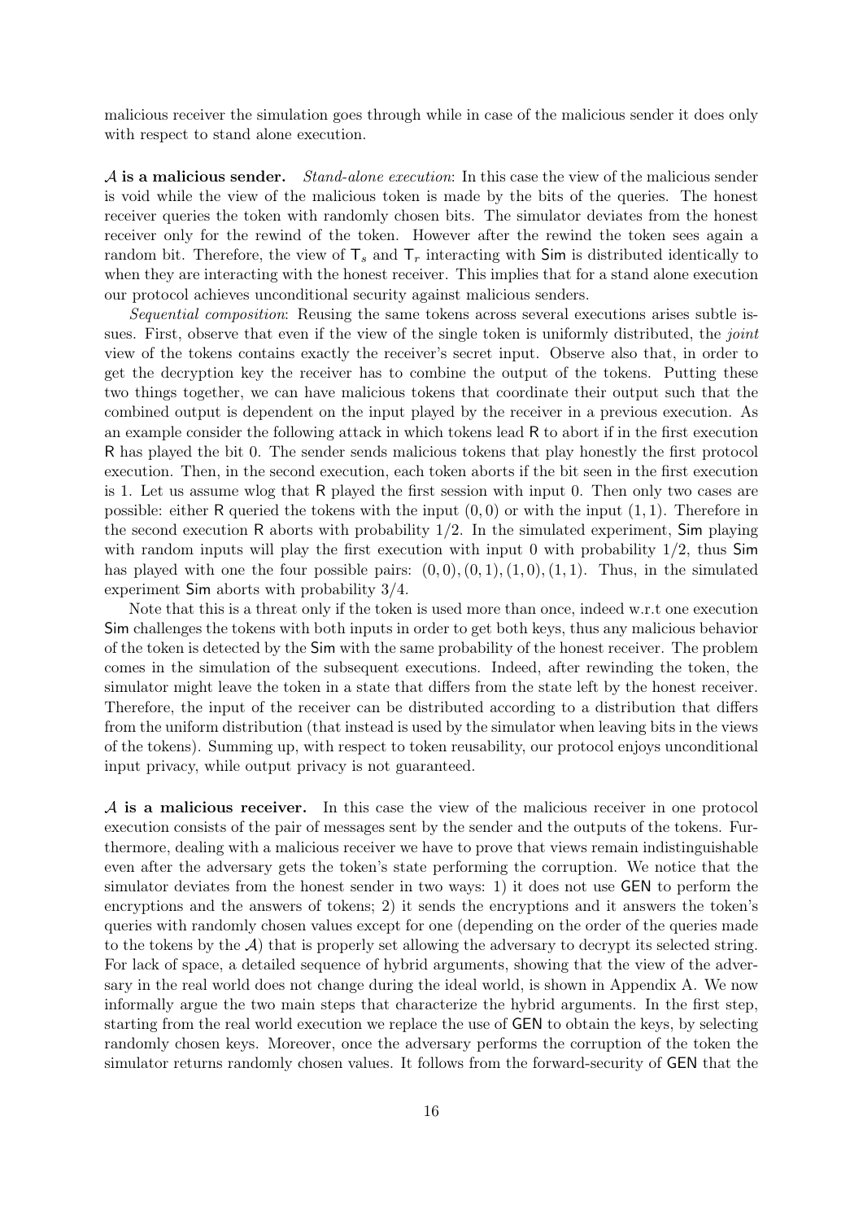malicious receiver the simulation goes through while in case of the malicious sender it does only with respect to stand alone execution.

**$\mathcal{A}$ is a malicious sender.** *Stand-alone execution*: In this case the view of the malicious sender is void while the view of the malicious token is made by the bits of the queries. The honest receiver queries the token with randomly chosen bits. The simulator deviates from the honest receiver only for the rewind of the token. However after the rewind the token sees again a random bit. Therefore, the view of $\mathsf{T}_s$ and $\mathsf{T}_r$ interacting with $\mathsf{Sim}$ is distributed identically to when they are interacting with the honest receiver. This implies that for a stand alone execution our protocol achieves unconditional security against malicious senders.

*Sequential composition*: Reusing the same tokens across several executions arises subtle issues. First, observe that even if the view of the single token is uniformly distributed, the *joint* view of the tokens contains exactly the receiver's secret input. Observe also that, in order to get the decryption key the receiver has to combine the output of the tokens. Putting these two things together, we can have malicious tokens that coordinate their output such that the combined output is dependent on the input played by the receiver in a previous execution. As an example consider the following attack in which tokens lead $\mathsf{R}$ to abort if in the first execution $\mathsf{R}$ has played the bit 0. The sender sends malicious tokens that play honestly the first protocol execution. Then, in the second execution, each token aborts if the bit seen in the first execution is 1. Let us assume wlog that $\mathsf{R}$ played the first session with input 0. Then only two cases are possible: either $\mathsf{R}$ queried the tokens with the input $(0, 0)$ or with the input $(1, 1)$. Therefore in the second execution $\mathsf{R}$ aborts with probability $1/2$. In the simulated experiment, $\mathsf{Sim}$ playing with random inputs will play the first execution with input 0 with probability $1/2$, thus $\mathsf{Sim}$ has played with one the four possible pairs: $(0, 0), (0, 1), (1, 0), (1, 1)$. Thus, in the simulated experiment $\mathsf{Sim}$ aborts with probability $3/4$.

Note that this is a threat only if the token is used more than once, indeed w.r.t one execution $\mathsf{Sim}$ challenges the tokens with both inputs in order to get both keys, thus any malicious behavior of the token is detected by the $\mathsf{Sim}$ with the same probability of the honest receiver. The problem comes in the simulation of the subsequent executions. Indeed, after rewinding the token, the simulator might leave the token in a state that differs from the state left by the honest receiver. Therefore, the input of the receiver can be distributed according to a distribution that differs from the uniform distribution (that instead is used by the simulator when leaving bits in the views of the tokens). Summing up, with respect to token reusability, our protocol enjoys unconditional input privacy, while output privacy is not guaranteed.

**$\mathcal{A}$ is a malicious receiver.** In this case the view of the malicious receiver in one protocol execution consists of the pair of messages sent by the sender and the outputs of the tokens. Furthermore, dealing with a malicious receiver we have to prove that views remain indistinguishable even after the adversary gets the token's state performing the corruption. We notice that the simulator deviates from the honest sender in two ways: 1) it does not use $\mathsf{GEN}$ to perform the encryptions and the answers of tokens; 2) it sends the encryptions and it answers the token's queries with randomly chosen values except for one (depending on the order of the queries made to the tokens by the $\mathcal{A}$) that is properly set allowing the adversary to decrypt its selected string. For lack of space, a detailed sequence of hybrid arguments, showing that the view of the adversary in the real world does not change during the ideal world, is shown in Appendix A. We now informally argue the two main steps that characterize the hybrid arguments. In the first step, starting from the real world execution we replace the use of $\mathsf{GEN}$ to obtain the keys, by selecting randomly chosen keys. Moreover, once the adversary performs the corruption of the token the simulator returns randomly chosen values. It follows from the forward-security of $\mathsf{GEN}$ that the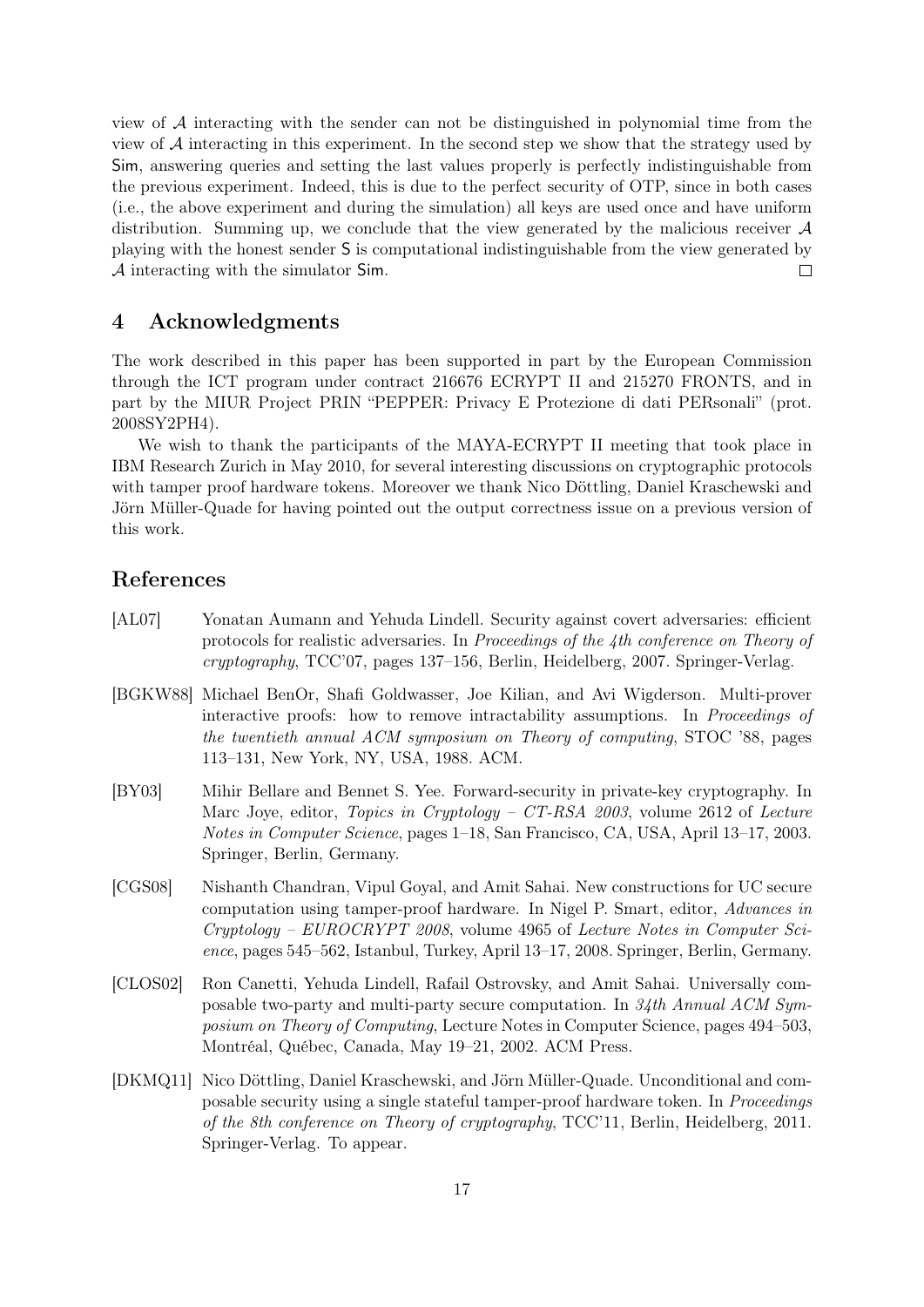view of $\mathcal{A}$ interacting with the sender can not be distinguished in polynomial time from the view of $\mathcal{A}$ interacting in this experiment. In the second step we show that the strategy used by Sim, answering queries and setting the last values properly is perfectly indistinguishable from the previous experiment. Indeed, this is due to the perfect security of OTP, since in both cases (i.e., the above experiment and during the simulation) all keys are used once and have uniform distribution. Summing up, we conclude that the view generated by the malicious receiver $\mathcal{A}$ playing with the honest sender S is computational indistinguishable from the view generated by $\mathcal{A}$ interacting with the simulator Sim. □

# 4 Acknowledgments

The work described in this paper has been supported in part by the European Commission through the ICT program under contract 216676 ECRYPT II and 215270 FRONTS, and in part by the MIUR Project PRIN "PEPPER: Privacy E Protezione di dati PERsonali" (prot. 2008SY2PH4).

We wish to thank the participants of the MAYA-ECRYPT II meeting that took place in IBM Research Zurich in May 2010, for several interesting discussions on cryptographic protocols with tamper proof hardware tokens. Moreover we thank Nico Döttling, Daniel Kraschewski and Jörn Müller-Quade for having pointed out the output correctness issue on a previous version of this work.

# References

[AL07] Yonatan Aumann and Yehuda Lindell. Security against covert adversaries: efficient protocols for realistic adversaries. In *Proceedings of the 4th conference on Theory of cryptography*, TCC'07, pages 137–156, Berlin, Heidelberg, 2007. Springer-Verlag.

[BGKW88] Michael BenOr, Shafi Goldwasser, Joe Kilian, and Avi Wigderson. Multi-prover interactive proofs: how to remove intractability assumptions. In *Proceedings of the twentieth annual ACM symposium on Theory of computing*, STOC '88, pages 113–131, New York, NY, USA, 1988. ACM.

[BY03] Mihir Bellare and Bennet S. Yee. Forward-security in private-key cryptography. In Marc Joye, editor, *Topics in Cryptology – CT-RSA 2003*, volume 2612 of *Lecture Notes in Computer Science*, pages 1–18, San Francisco, CA, USA, April 13–17, 2003. Springer, Berlin, Germany.

[CGS08] Nishanth Chandran, Vipul Goyal, and Amit Sahai. New constructions for UC secure computation using tamper-proof hardware. In Nigel P. Smart, editor, *Advances in Cryptology – EUROCRYPT 2008*, volume 4965 of *Lecture Notes in Computer Science*, pages 545–562, Istanbul, Turkey, April 13–17, 2008. Springer, Berlin, Germany.

[CLOS02] Ron Canetti, Yehuda Lindell, Rafail Ostrovsky, and Amit Sahai. Universally composable two-party and multi-party secure computation. In *34th Annual ACM Symposium on Theory of Computing*, Lecture Notes in Computer Science, pages 494–503, Montréal, Québec, Canada, May 19–21, 2002. ACM Press.

[DKMQ11] Nico Döttling, Daniel Kraschewski, and Jörn Müller-Quade. Unconditional and composable security using a single stateful tamper-proof hardware token. In *Proceedings of the 8th conference on Theory of cryptography*, TCC'11, Berlin, Heidelberg, 2011. Springer-Verlag. To appear.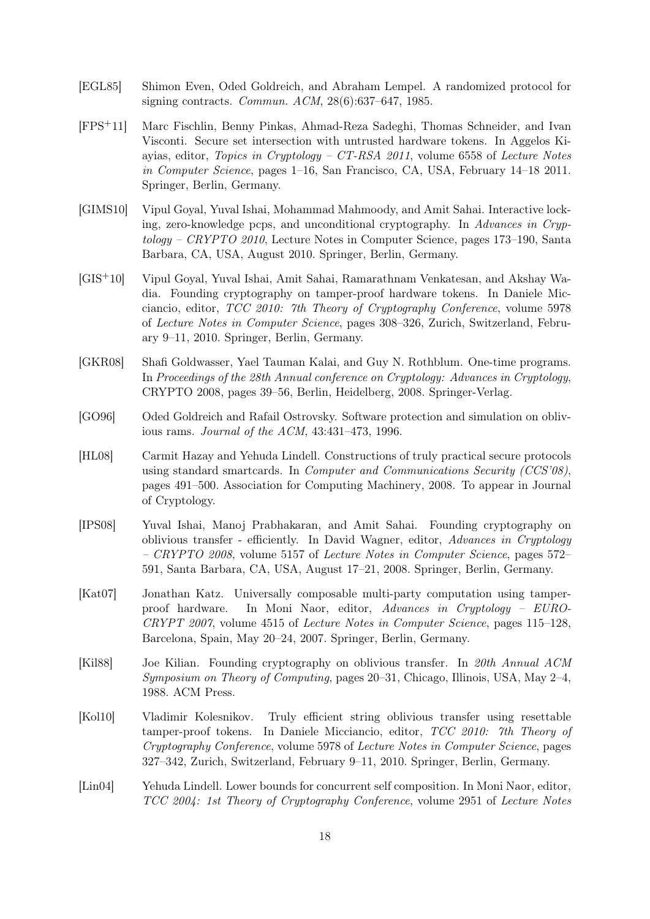[EGL85] Shimon Even, Oded Goldreich, and Abraham Lempel. A randomized protocol for signing contracts. *Commun. ACM*, 28(6):637–647, 1985.

[FPS+11] Marc Fischlin, Benny Pinkas, Ahmad-Reza Sadeghi, Thomas Schneider, and Ivan Visconti. Secure set intersection with untrusted hardware tokens. In Aggelos Kiayias, editor, *Topics in Cryptology – CT-RSA 2011*, volume 6558 of *Lecture Notes in Computer Science*, pages 1–16, San Francisco, CA, USA, February 14–18 2011. Springer, Berlin, Germany.

[GIMS10] Vipul Goyal, Yuval Ishai, Mohammad Mahmoody, and Amit Sahai. Interactive locking, zero-knowledge pcps, and unconditional cryptography. In *Advances in Cryptology – CRYPTO 2010*, Lecture Notes in Computer Science, pages 173–190, Santa Barbara, CA, USA, August 2010. Springer, Berlin, Germany.

[GIS+10] Vipul Goyal, Yuval Ishai, Amit Sahai, Ramarathnam Venkatesan, and Akshay Wadia. Founding cryptography on tamper-proof hardware tokens. In Daniele Micciancio, editor, *TCC 2010: 7th Theory of Cryptography Conference*, volume 5978 of *Lecture Notes in Computer Science*, pages 308–326, Zurich, Switzerland, February 9–11, 2010. Springer, Berlin, Germany.

[GKR08] Shafi Goldwasser, Yael Tauman Kalai, and Guy N. Rothblum. One-time programs. In *Proceedings of the 28th Annual conference on Cryptology: Advances in Cryptology*, CRYPTO 2008, pages 39–56, Berlin, Heidelberg, 2008. Springer-Verlag.

[GO96] Oded Goldreich and Rafail Ostrovsky. Software protection and simulation on oblivious rams. *Journal of the ACM*, 43:431–473, 1996.

[HL08] Carmit Hazay and Yehuda Lindell. Constructions of truly practical secure protocols using standard smartcards. In *Computer and Communications Security (CCS'08)*, pages 491–500. Association for Computing Machinery, 2008. To appear in Journal of Cryptology.

[IPS08] Yuval Ishai, Manoj Prabhakaran, and Amit Sahai. Founding cryptography on oblivious transfer - efficiently. In David Wagner, editor, *Advances in Cryptology – CRYPTO 2008*, volume 5157 of *Lecture Notes in Computer Science*, pages 572–591, Santa Barbara, CA, USA, August 17–21, 2008. Springer, Berlin, Germany.

[Kat07] Jonathan Katz. Universally composable multi-party computation using tamper-proof hardware. In Moni Naor, editor, *Advances in Cryptology – EUROCRYPT 2007*, volume 4515 of *Lecture Notes in Computer Science*, pages 115–128, Barcelona, Spain, May 20–24, 2007. Springer, Berlin, Germany.

[Kil88] Joe Kilian. Founding cryptography on oblivious transfer. In *20th Annual ACM Symposium on Theory of Computing*, pages 20–31, Chicago, Illinois, USA, May 2–4, 1988. ACM Press.

[Kol10] Vladimir Kolesnikov. Truly efficient string oblivious transfer using resettable tamper-proof tokens. In Daniele Micciancio, editor, *TCC 2010: 7th Theory of Cryptography Conference*, volume 5978 of *Lecture Notes in Computer Science*, pages 327–342, Zurich, Switzerland, February 9–11, 2010. Springer, Berlin, Germany.

[Lin04] Yehuda Lindell. Lower bounds for concurrent self composition. In Moni Naor, editor, *TCC 2004: 1st Theory of Cryptography Conference*, volume 2951 of *Lecture Notes*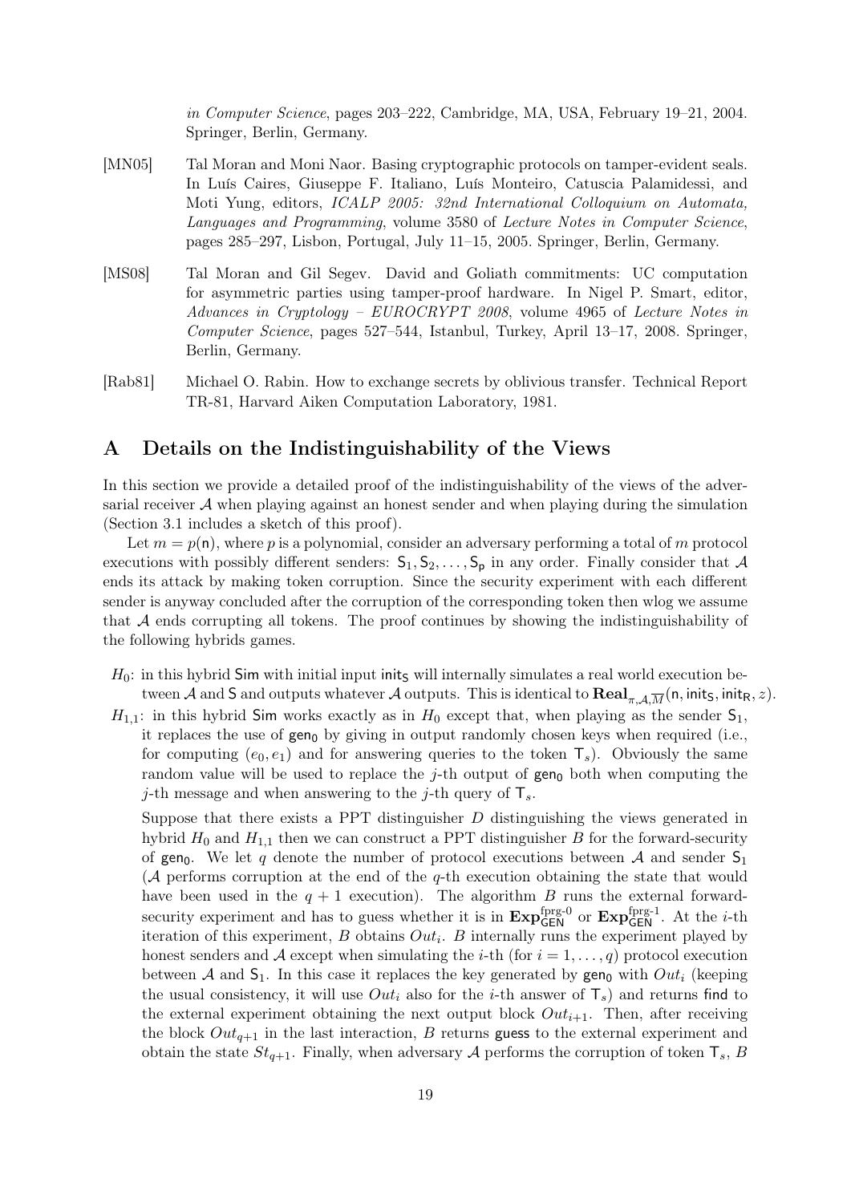*in Computer Science*, pages 203–222, Cambridge, MA, USA, February 19–21, 2004. Springer, Berlin, Germany.

[MN05] Tal Moran and Moni Naor. Basing cryptographic protocols on tamper-evident seals. In Luís Caires, Giuseppe F. Italiano, Luís Monteiro, Catuscia Palamidessi, and Moti Yung, editors, *ICALP 2005: 32nd International Colloquium on Automata, Languages and Programming*, volume 3580 of *Lecture Notes in Computer Science*, pages 285–297, Lisbon, Portugal, July 11–15, 2005. Springer, Berlin, Germany.

[MS08] Tal Moran and Gil Segev. David and Goliath commitments: UC computation for asymmetric parties using tamper-proof hardware. In Nigel P. Smart, editor, *Advances in Cryptology – EUROCRYPT 2008*, volume 4965 of *Lecture Notes in Computer Science*, pages 527–544, Istanbul, Turkey, April 13–17, 2008. Springer, Berlin, Germany.

[Rab81] Michael O. Rabin. How to exchange secrets by oblivious transfer. Technical Report TR-81, Harvard Aiken Computation Laboratory, 1981.

# A Details on the Indistinguishability of the Views

In this section we provide a detailed proof of the indistinguishability of the views of the adversarial receiver $\mathcal{A}$ when playing against an honest sender and when playing during the simulation (Section 3.1 includes a sketch of this proof).

Let $m = p(\mathsf{n})$, where $p$ is a polynomial, consider an adversary performing a total of $m$ protocol executions with possibly different senders: $\mathsf{S}_1, \mathsf{S}_2, \ldots, \mathsf{S}_\mathsf{p}$ in any order. Finally consider that $\mathcal{A}$ ends its attack by making token corruption. Since the security experiment with each different sender is anyway concluded after the corruption of the corresponding token then wlog we assume that $\mathcal{A}$ ends corrupting all tokens. The proof continues by showing the indistinguishability of the following hybrids games.

$H_0$: in this hybrid $\mathsf{Sim}$ with initial input $\mathsf{init_S}$ will internally simulates a real world execution between $\mathcal{A}$ and $\mathsf{S}$ and outputs whatever $\mathcal{A}$ outputs. This is identical to $\mathbf{Real}_{\pi,\mathcal{A},\overline{M}}(\mathsf{n}, \mathsf{init_S}, \mathsf{init_R}, z)$.

$H_{1,1}$: in this hybrid $\mathsf{Sim}$ works exactly as in $H_0$ except that, when playing as the sender $\mathsf{S}_1$, it replaces the use of $\mathsf{gen_0}$ by giving in output randomly chosen keys when required (i.e., for computing $(e_0, e_1)$ and for answering queries to the token $\mathsf{T}_s$). Obviously the same random value will be used to replace the $j$-th output of $\mathsf{gen_0}$ both when computing the $j$-th message and when answering to the $j$-th query of $\mathsf{T}_s$.

Suppose that there exists a PPT distinguisher $D$ distinguishing the views generated in hybrid $H_0$ and $H_{1,1}$ then we can construct a PPT distinguisher $B$ for the forward-security of $\mathsf{gen_0}$. We let $q$ denote the number of protocol executions between $\mathcal{A}$ and sender $\mathsf{S}_1$ ($\mathcal{A}$ performs corruption at the end of the $q$-th execution obtaining the state that would have been used in the $q+1$ execution). The algorithm $B$ runs the external forward-security experiment and has to guess whether it is in $\mathbf{Exp}^{\text{fprg-0}}_{\mathsf{GEN}}$ or $\mathbf{Exp}^{\text{fprg-1}}_{\mathsf{GEN}}$. At the $i$-th iteration of this experiment, $B$ obtains $Out_i$. $B$ internally runs the experiment played by honest senders and $\mathcal{A}$ except when simulating the $i$-th (for $i = 1, \ldots, q$) protocol execution between $\mathcal{A}$ and $\mathsf{S}_1$. In this case it replaces the key generated by $\mathsf{gen_0}$ with $Out_i$ (keeping the usual consistency, it will use $Out_i$ also for the $i$-th answer of $\mathsf{T}_s$) and returns $\mathsf{find}$ to the external experiment obtaining the next output block $Out_{i+1}$. Then, after receiving the block $Out_{q+1}$ in the last interaction, $B$ returns $\mathsf{guess}$ to the external experiment and obtain the state $St_{q+1}$. Finally, when adversary $\mathcal{A}$ performs the corruption of token $\mathsf{T}_s$, $B$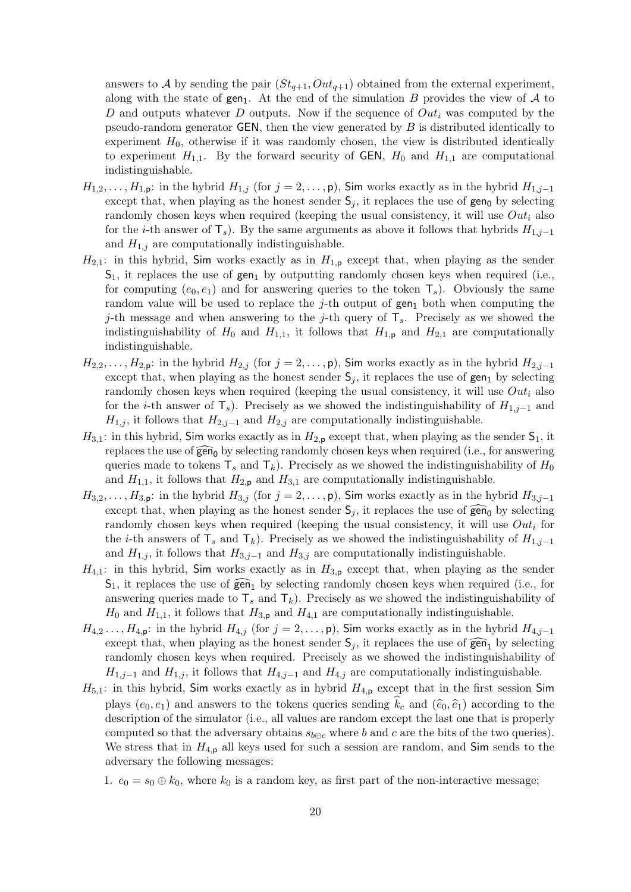answers to $\mathcal{A}$ by sending the pair $(St_{q+1}, Out_{q+1})$ obtained from the external experiment, along with the state of $\mathsf{gen}_1$. At the end of the simulation $B$ provides the view of $\mathcal{A}$ to $D$ and outputs whatever $D$ outputs. Now if the sequence of $Out_i$ was computed by the pseudo-random generator $\mathsf{GEN}$, then the view generated by $B$ is distributed identically to experiment $H_0$, otherwise if it was randomly chosen, the view is distributed identically to experiment $H_{1,1}$. By the forward security of $\mathsf{GEN}$, $H_0$ and $H_{1,1}$ are computational indistinguishable.

- $H_{1,2}, \ldots, H_{1,\mathsf{p}}$: in the hybrid $H_{1,j}$ (for $j = 2, \ldots, \mathsf{p}$), $\mathsf{Sim}$ works exactly as in the hybrid $H_{1,j-1}$ except that, when playing as the honest sender $\mathsf{S}_j$, it replaces the use of $\mathsf{gen}_0$ by selecting randomly chosen keys when required (keeping the usual consistency, it will use $Out_i$ also for the $i$-th answer of $\mathsf{T}_s$). By the same arguments as above it follows that hybrids $H_{1,j-1}$ and $H_{1,j}$ are computationally indistinguishable.
- $H_{2,1}$: in this hybrid, $\mathsf{Sim}$ works exactly as in $H_{1,\mathsf{p}}$ except that, when playing as the sender $\mathsf{S}_1$, it replaces the use of $\mathsf{gen}_1$ by outputting randomly chosen keys when required (i.e., for computing $(e_0, e_1)$ and for answering queries to the token $\mathsf{T}_s$). Obviously the same random value will be used to replace the $j$-th output of $\mathsf{gen}_1$ both when computing the $j$-th message and when answering to the $j$-th query of $\mathsf{T}_s$. Precisely as we showed the indistinguishability of $H_0$ and $H_{1,1}$, it follows that $H_{1,\mathsf{p}}$ and $H_{2,1}$ are computationally indistinguishable.
- $H_{2,2}, \ldots, H_{2,\mathsf{p}}$: in the hybrid $H_{2,j}$ (for $j = 2, \ldots, \mathsf{p}$), $\mathsf{Sim}$ works exactly as in the hybrid $H_{2,j-1}$ except that, when playing as the honest sender $\mathsf{S}_j$, it replaces the use of $\mathsf{gen}_1$ by selecting randomly chosen keys when required (keeping the usual consistency, it will use $Out_i$ also for the $i$-th answer of $\mathsf{T}_s$). Precisely as we showed the indistinguishability of $H_{1,j-1}$ and $H_{1,j}$, it follows that $H_{2,j-1}$ and $H_{2,j}$ are computationally indistinguishable.
- $H_{3,1}$: in this hybrid, $\mathsf{Sim}$ works exactly as in $H_{2,\mathsf{p}}$ except that, when playing as the sender $\mathsf{S}_1$, it replaces the use of $\widehat{\mathsf{gen}}_0$ by selecting randomly chosen keys when required (i.e., for answering queries made to tokens $\mathsf{T}_s$ and $\mathsf{T}_k$). Precisely as we showed the indistinguishability of $H_0$ and $H_{1,1}$, it follows that $H_{2,\mathsf{p}}$ and $H_{3,1}$ are computationally indistinguishable.
- $H_{3,2}, \ldots, H_{3,\mathsf{p}}$: in the hybrid $H_{3,j}$ (for $j = 2, \ldots, \mathsf{p}$), $\mathsf{Sim}$ works exactly as in the hybrid $H_{3,j-1}$ except that, when playing as the honest sender $\mathsf{S}_j$, it replaces the use of $\widehat{\mathsf{gen}}_0$ by selecting randomly chosen keys when required (keeping the usual consistency, it will use $Out_i$ for the $i$-th answers of $\mathsf{T}_s$ and $\mathsf{T}_k$). Precisely as we showed the indistinguishability of $H_{1,j-1}$ and $H_{1,j}$, it follows that $H_{3,j-1}$ and $H_{3,j}$ are computationally indistinguishable.
- $H_{4,1}$: in this hybrid, $\mathsf{Sim}$ works exactly as in $H_{3,\mathsf{p}}$ except that, when playing as the sender $\mathsf{S}_1$, it replaces the use of $\widehat{\mathsf{gen}}_1$ by selecting randomly chosen keys when required (i.e., for answering queries made to $\mathsf{T}_s$ and $\mathsf{T}_k$). Precisely as we showed the indistinguishability of $H_0$ and $H_{1,1}$, it follows that $H_{3,\mathsf{p}}$ and $H_{4,1}$ are computationally indistinguishable.
- $H_{4,2} \ldots, H_{4,\mathsf{p}}$: in the hybrid $H_{4,j}$ (for $j = 2, \ldots, \mathsf{p}$), $\mathsf{Sim}$ works exactly as in the hybrid $H_{4,j-1}$ except that, when playing as the honest sender $\mathsf{S}_j$, it replaces the use of $\widehat{\mathsf{gen}}_1$ by selecting randomly chosen keys when required. Precisely as we showed the indistinguishability of $H_{1,j-1}$ and $H_{1,j}$, it follows that $H_{4,j-1}$ and $H_{4,j}$ are computationally indistinguishable.
- $H_{5,1}$: in this hybrid, $\mathsf{Sim}$ works exactly as in hybrid $H_{4,\mathsf{p}}$ except that in the first session $\mathsf{Sim}$ plays $(e_0, e_1)$ and answers to the tokens queries sending $\widehat{k}_c$ and $(\widehat{e}_0, \widehat{e}_1)$ according to the description of the simulator (i.e., all values are random except the last one that is properly computed so that the adversary obtains $s_{b \oplus c}$ where $b$ and $c$ are the bits of the two queries). We stress that in $H_{4,\mathsf{p}}$ all keys used for such a session are random, and $\mathsf{Sim}$ sends to the adversary the following messages:

  1. $e_0 = s_0 \oplus k_0$, where $k_0$ is a random key, as first part of the non-interactive message;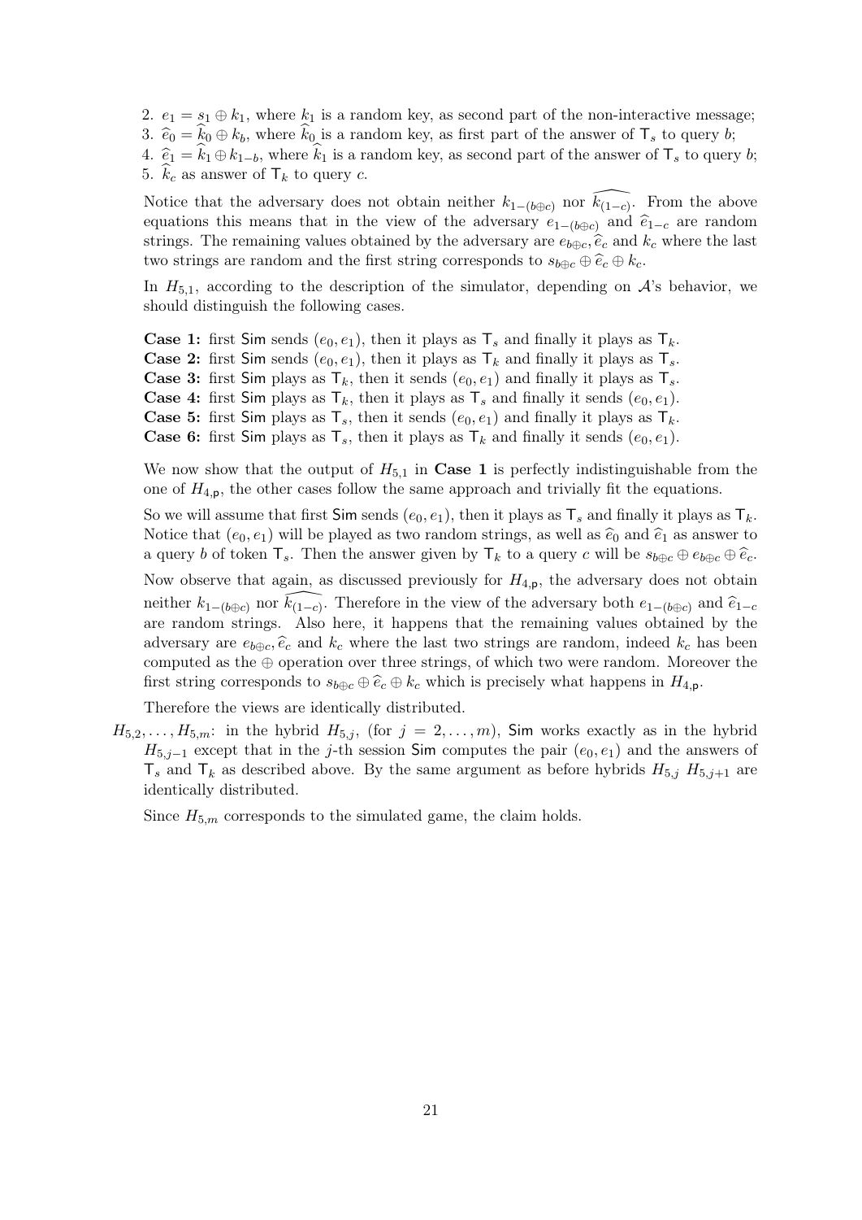2. $e_1 = s_1 \oplus k_1$, where $k_1$ is a random key, as second part of the non-interactive message;
3. $\widehat{e}_0 = \widehat{k}_0 \oplus k_b$, where $\widehat{k}_0$ is a random key, as first part of the answer of $\mathsf{T}_s$ to query $b$;
4. $\widehat{e}_1 = \widehat{k}_1 \oplus k_{1-b}$, where $\widehat{k}_1$ is a random key, as second part of the answer of $\mathsf{T}_s$ to query $b$;
5. $\widehat{k}_c$ as answer of $\mathsf{T}_k$ to query $c$.

Notice that the adversary does not obtain neither $k_{1-(b\oplus c)}$ nor $\widehat{k_{(1-c)}}$. From the above equations this means that in the view of the adversary $e_{1-(b\oplus c)}$ and $\widehat{e}_{1-c}$ are random strings. The remaining values obtained by the adversary are $e_{b\oplus c}, \widehat{e}_c$ and $k_c$ where the last two strings are random and the first string corresponds to $s_{b\oplus c} \oplus \widehat{e}_c \oplus k_c$.

In $H_{5,1}$, according to the description of the simulator, depending on $\mathcal{A}$'s behavior, we should distinguish the following cases.

**Case 1:** first $\mathsf{Sim}$ sends $(e_0, e_1)$, then it plays as $\mathsf{T}_s$ and finally it plays as $\mathsf{T}_k$.
**Case 2:** first $\mathsf{Sim}$ sends $(e_0, e_1)$, then it plays as $\mathsf{T}_k$ and finally it plays as $\mathsf{T}_s$.
**Case 3:** first $\mathsf{Sim}$ plays as $\mathsf{T}_k$, then it sends $(e_0, e_1)$ and finally it plays as $\mathsf{T}_s$.
**Case 4:** first $\mathsf{Sim}$ plays as $\mathsf{T}_k$, then it plays as $\mathsf{T}_s$ and finally it sends $(e_0, e_1)$.
**Case 5:** first $\mathsf{Sim}$ plays as $\mathsf{T}_s$, then it sends $(e_0, e_1)$ and finally it plays as $\mathsf{T}_k$.
**Case 6:** first $\mathsf{Sim}$ plays as $\mathsf{T}_s$, then it plays as $\mathsf{T}_k$ and finally it sends $(e_0, e_1)$.

We now show that the output of $H_{5,1}$ in **Case 1** is perfectly indistinguishable from the one of $H_{4,\mathsf{p}}$, the other cases follow the same approach and trivially fit the equations.

So we will assume that first $\mathsf{Sim}$ sends $(e_0, e_1)$, then it plays as $\mathsf{T}_s$ and finally it plays as $\mathsf{T}_k$. Notice that $(e_0, e_1)$ will be played as two random strings, as well as $\widehat{e}_0$ and $\widehat{e}_1$ as answer to a query $b$ of token $\mathsf{T}_s$. Then the answer given by $\mathsf{T}_k$ to a query $c$ will be $s_{b\oplus c} \oplus e_{b\oplus c} \oplus \widehat{e}_c$.

Now observe that again, as discussed previously for $H_{4,\mathsf{p}}$, the adversary does not obtain neither $k_{1-(b\oplus c)}$ nor $\widehat{k_{(1-c)}}$. Therefore in the view of the adversary both $e_{1-(b\oplus c)}$ and $\widehat{e}_{1-c}$ are random strings. Also here, it happens that the remaining values obtained by the adversary are $e_{b\oplus c}, \widehat{e}_c$ and $k_c$ where the last two strings are random, indeed $k_c$ has been computed as the $\oplus$ operation over three strings, of which two were random. Moreover the first string corresponds to $s_{b\oplus c} \oplus \widehat{e}_c \oplus k_c$ which is precisely what happens in $H_{4,\mathsf{p}}$.

Therefore the views are identically distributed.

$H_{5,2}, \ldots, H_{5,m}$: in the hybrid $H_{5,j}$, (for $j = 2, \ldots, m$), $\mathsf{Sim}$ works exactly as in the hybrid $H_{5,j-1}$ except that in the $j$-th session $\mathsf{Sim}$ computes the pair $(e_0, e_1)$ and the answers of $\mathsf{T}_s$ and $\mathsf{T}_k$ as described above. By the same argument as before hybrids $H_{5,j}$ $H_{5,j+1}$ are identically distributed.

Since $H_{5,m}$ corresponds to the simulated game, the claim holds.